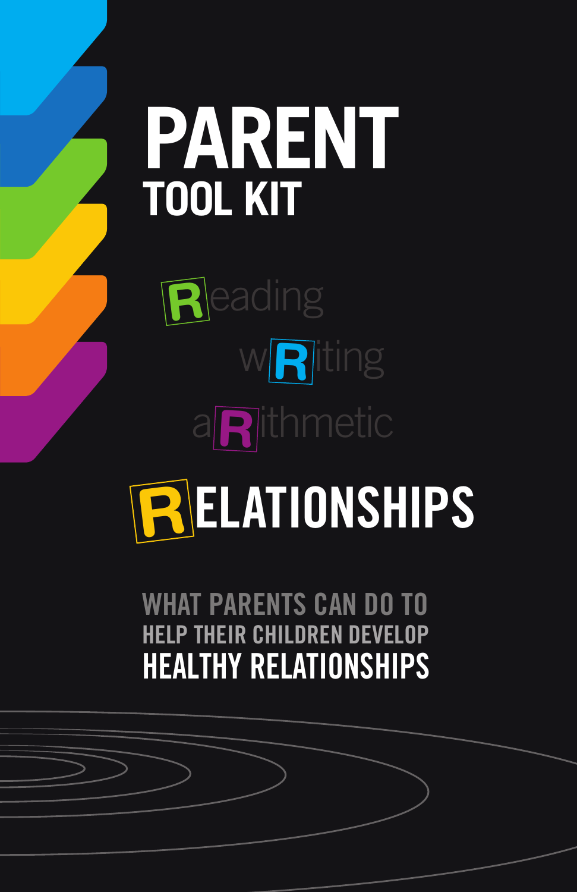# PARENT

## TOOL KIT

Reading

wRiting

aRithmetic

# RELATIONSHIPS

WHAT PARENTS CAN DO TO HELP THEIR CHILDREN DEVELOP HEALTHY RELATIONSHIPS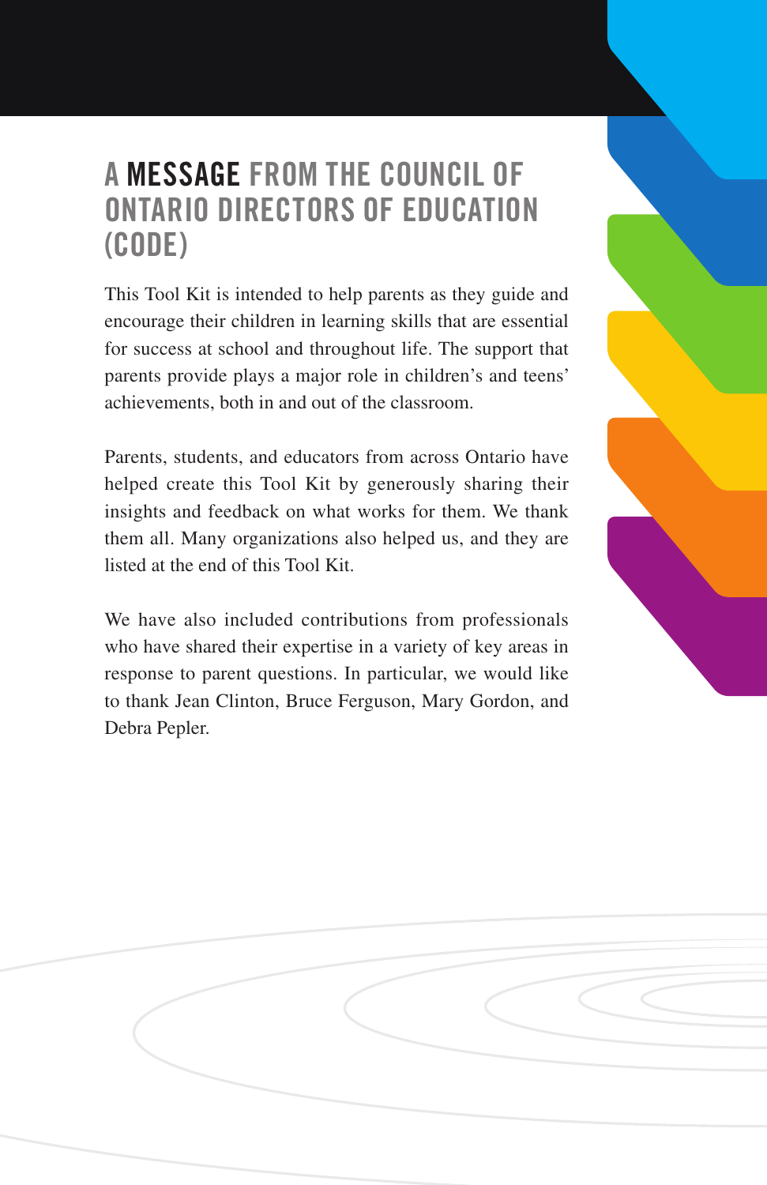# A MESSAGE FROM THE COUNCIL OF ONTARIO DIRECTORS OF EDUCATION (CODE)

This Tool Kit is intended to help parents as they guide and encourage their children in learning skills that are essential for success at school and throughout life. The support that parents provide plays a major role in children's and teens' achievements, both in and out of the classroom.

Parents, students, and educators from across Ontario have helped create this Tool Kit by generously sharing their insights and feedback on what works for them. We thank them all. Many organizations also helped us, and they are listed at the end of this Tool Kit.

We have also included contributions from professionals who have shared their expertise in a variety of key areas in response to parent questions. In particular, we would like to thank Jean Clinton, Bruce Ferguson, Mary Gordon, and Debra Pepler.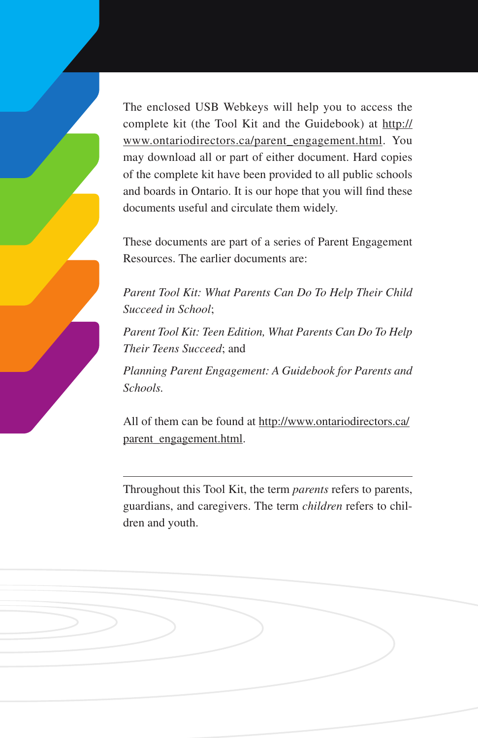The enclosed USB Webkeys will help you to access the complete kit (the Tool Kit and the Guidebook) at http://www.ontariodirectors.ca/parent_engagement.html. You may download all or part of either document. Hard copies of the complete kit have been provided to all public schools and boards in Ontario. It is our hope that you will find these documents useful and circulate them widely.

These documents are part of a series of Parent Engagement Resources. The earlier documents are:

*Parent Tool Kit: What Parents Can Do To Help Their Child Succeed in School*;

*Parent Tool Kit: Teen Edition, What Parents Can Do To Help Their Teens Succeed*; and

*Planning Parent Engagement: A Guidebook for Parents and Schools.*

All of them can be found at http://www.ontariodirectors.ca/parent_engagement.html.

---

Throughout this Tool Kit, the term *parents* refers to parents, guardians, and caregivers. The term *children* refers to children and youth.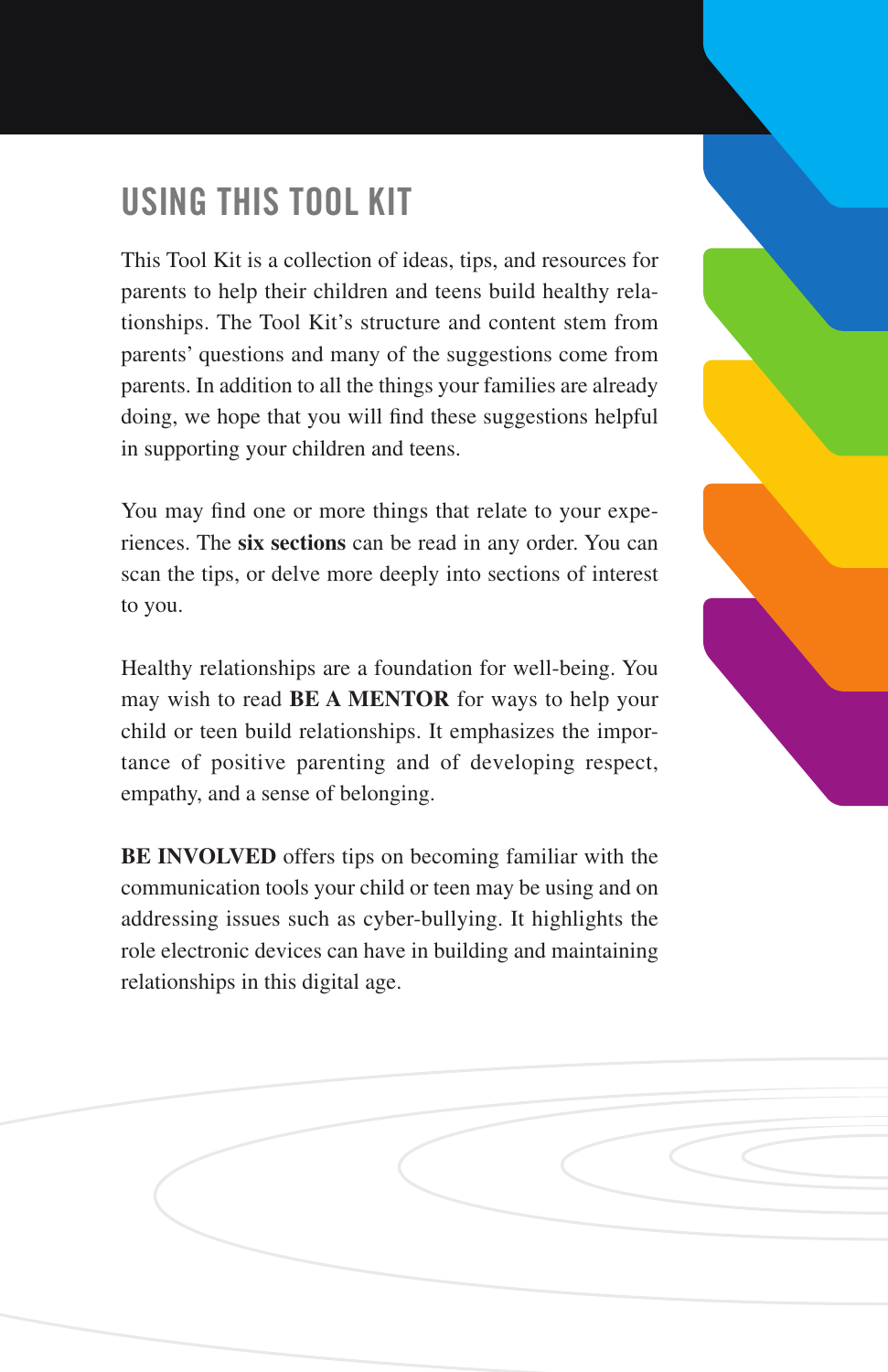# USING THIS TOOL KIT

This Tool Kit is a collection of ideas, tips, and resources for parents to help their children and teens build healthy relationships. The Tool Kit's structure and content stem from parents' questions and many of the suggestions come from parents. In addition to all the things your families are already doing, we hope that you will find these suggestions helpful in supporting your children and teens.

You may find one or more things that relate to your experiences. The **six sections** can be read in any order. You can scan the tips, or delve more deeply into sections of interest to you.

Healthy relationships are a foundation for well-being. You may wish to read **BE A MENTOR** for ways to help your child or teen build relationships. It emphasizes the importance of positive parenting and of developing respect, empathy, and a sense of belonging.

**BE INVOLVED** offers tips on becoming familiar with the communication tools your child or teen may be using and on addressing issues such as cyber-bullying. It highlights the role electronic devices can have in building and maintaining relationships in this digital age.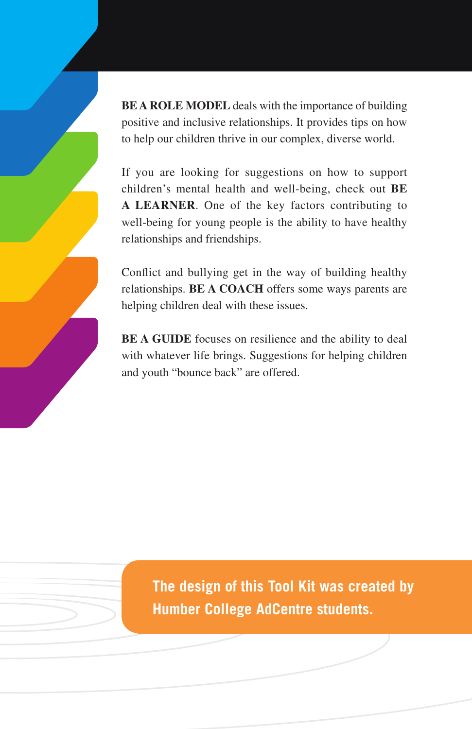**BE A ROLE MODEL** deals with the importance of building positive and inclusive relationships. It provides tips on how to help our children thrive in our complex, diverse world.

If you are looking for suggestions on how to support children's mental health and well-being, check out **BE A LEARNER**. One of the key factors contributing to well-being for young people is the ability to have healthy relationships and friendships.

Conflict and bullying get in the way of building healthy relationships. **BE A COACH** offers some ways parents are helping children deal with these issues.

**BE A GUIDE** focuses on resilience and the ability to deal with whatever life brings. Suggestions for helping children and youth "bounce back" are offered.

**The design of this Tool Kit was created by Humber College AdCentre students.**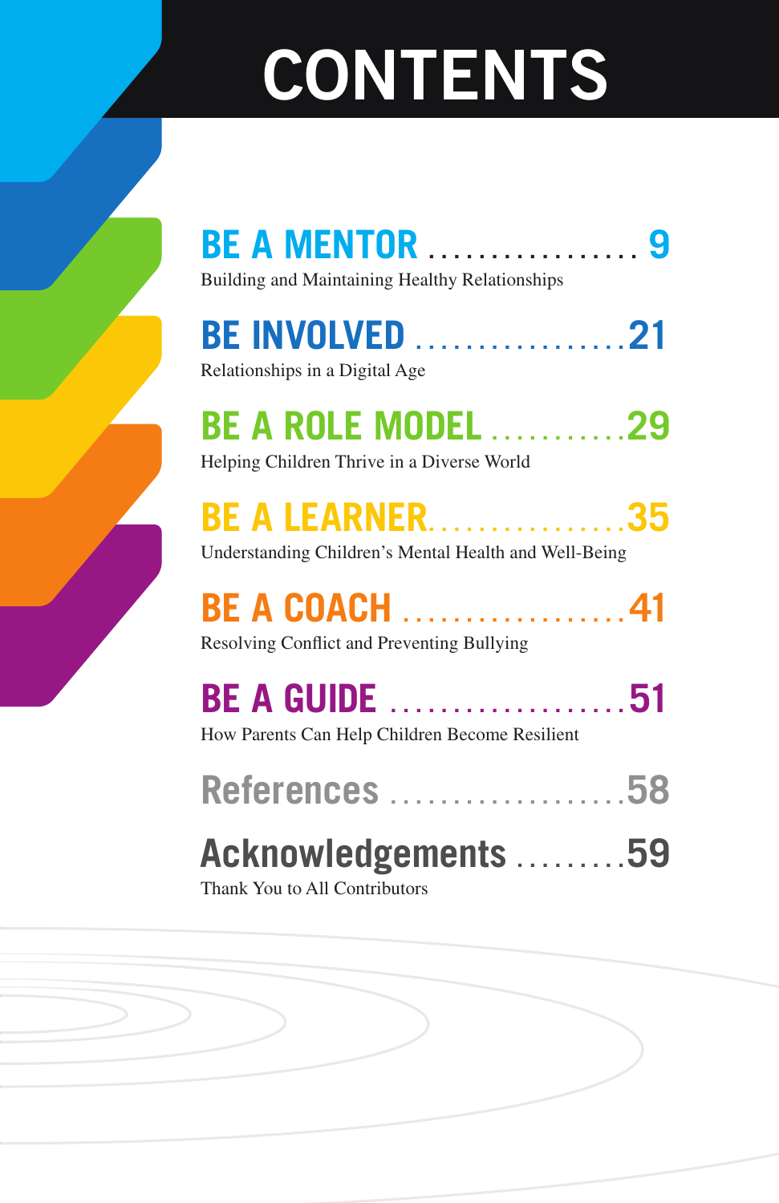# CONTENTS

**BE A MENTOR** .................. 9
Building and Maintaining Healthy Relationships

**BE INVOLVED** .................. 21
Relationships in a Digital Age

**BE A ROLE MODEL** ........... 29
Helping Children Thrive in a Diverse World

**BE A LEARNER** ................ 35
Understanding Children's Mental Health and Well-Being

**BE A COACH** .................. 41
Resolving Conflict and Preventing Bullying

**BE A GUIDE** .................... 51
How Parents Can Help Children Become Resilient

**References** ................... 58

**Acknowledgements** ......... 59
Thank You to All Contributors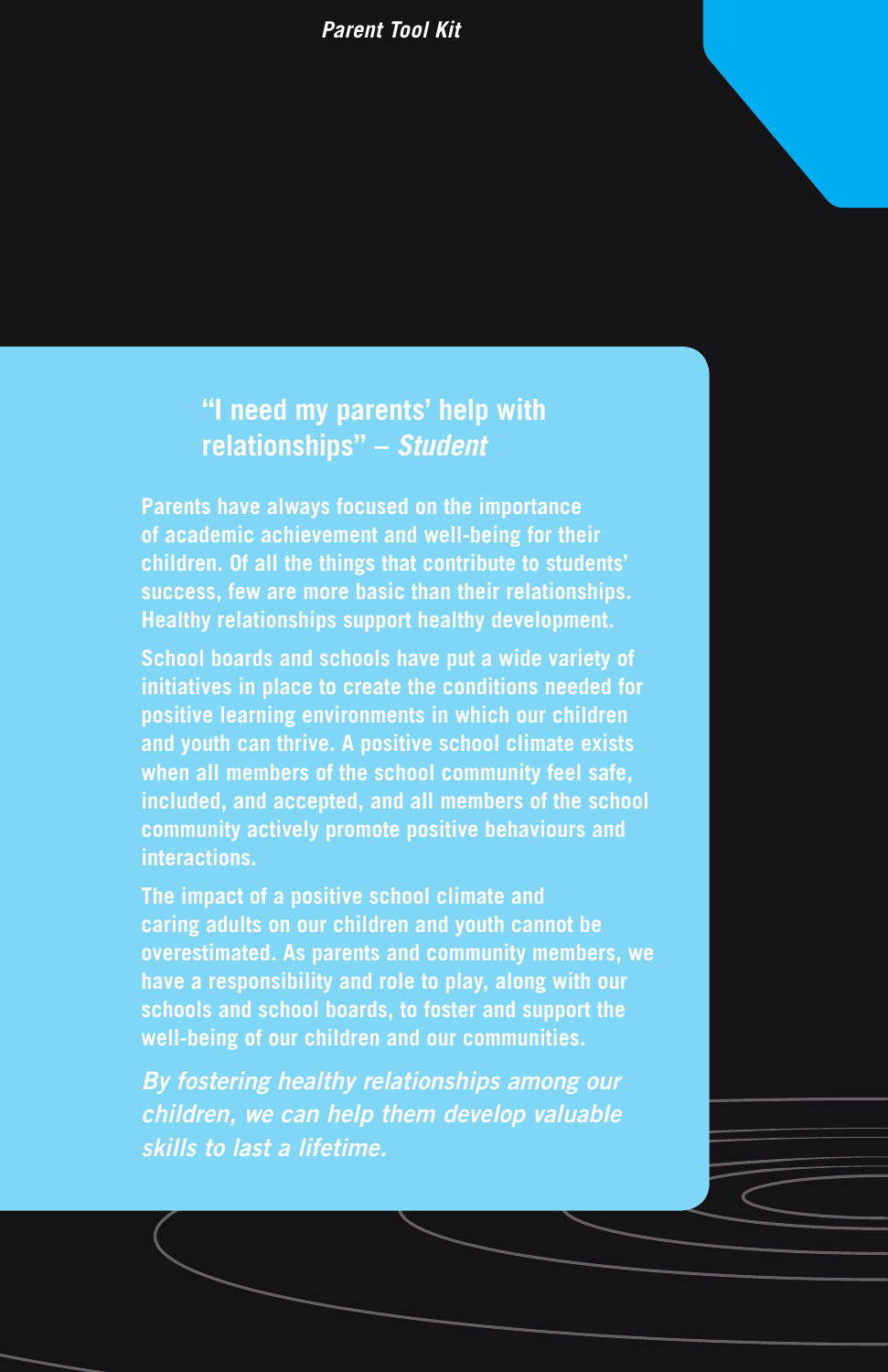## “I need my parents’ help with relationships” – *Student*

**Parents have always focused on the importance of academic achievement and well-being for their children. Of all the things that contribute to students’ success, few are more basic than their relationships. Healthy relationships support healthy development.**

**School boards and schools have put a wide variety of initiatives in place to create the conditions needed for positive learning environments in which our children and youth can thrive. A positive school climate exists when all members of the school community feel safe, included, and accepted, and all members of the school community actively promote positive behaviours and interactions.**

**The impact of a positive school climate and caring adults on our children and youth cannot be overestimated. As parents and community members, we have a responsibility and role to play, along with our schools and school boards, to foster and support the well-being of our children and our communities.**

***By fostering healthy relationships among our children, we can help them develop valuable skills to last a lifetime.***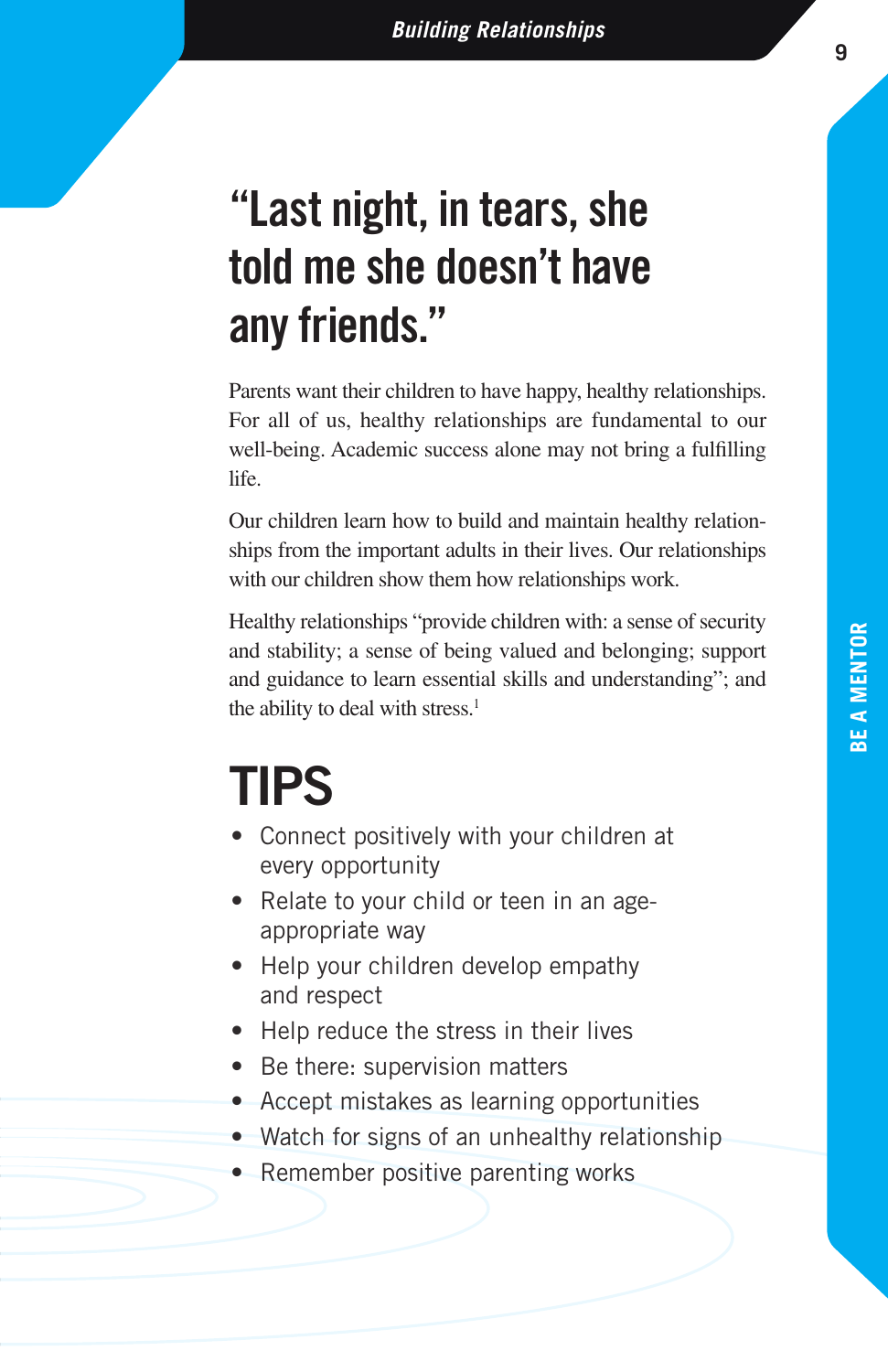# "Last night, in tears, she told me she doesn't have any friends."

Parents want their children to have happy, healthy relationships. For all of us, healthy relationships are fundamental to our well-being. Academic success alone may not bring a fulfilling life.

Our children learn how to build and maintain healthy relationships from the important adults in their lives. Our relationships with our children show them how relationships work.

Healthy relationships "provide children with: a sense of security and stability; a sense of being valued and belonging; support and guidance to learn essential skills and understanding"; and the ability to deal with stress.[1]

## TIPS

- Connect positively with your children at every opportunity
- Relate to your child or teen in an age-appropriate way
- Help your children develop empathy and respect
- Help reduce the stress in their lives
- Be there: supervision matters
- Accept mistakes as learning opportunities
- Watch for signs of an unhealthy relationship
- Remember positive parenting works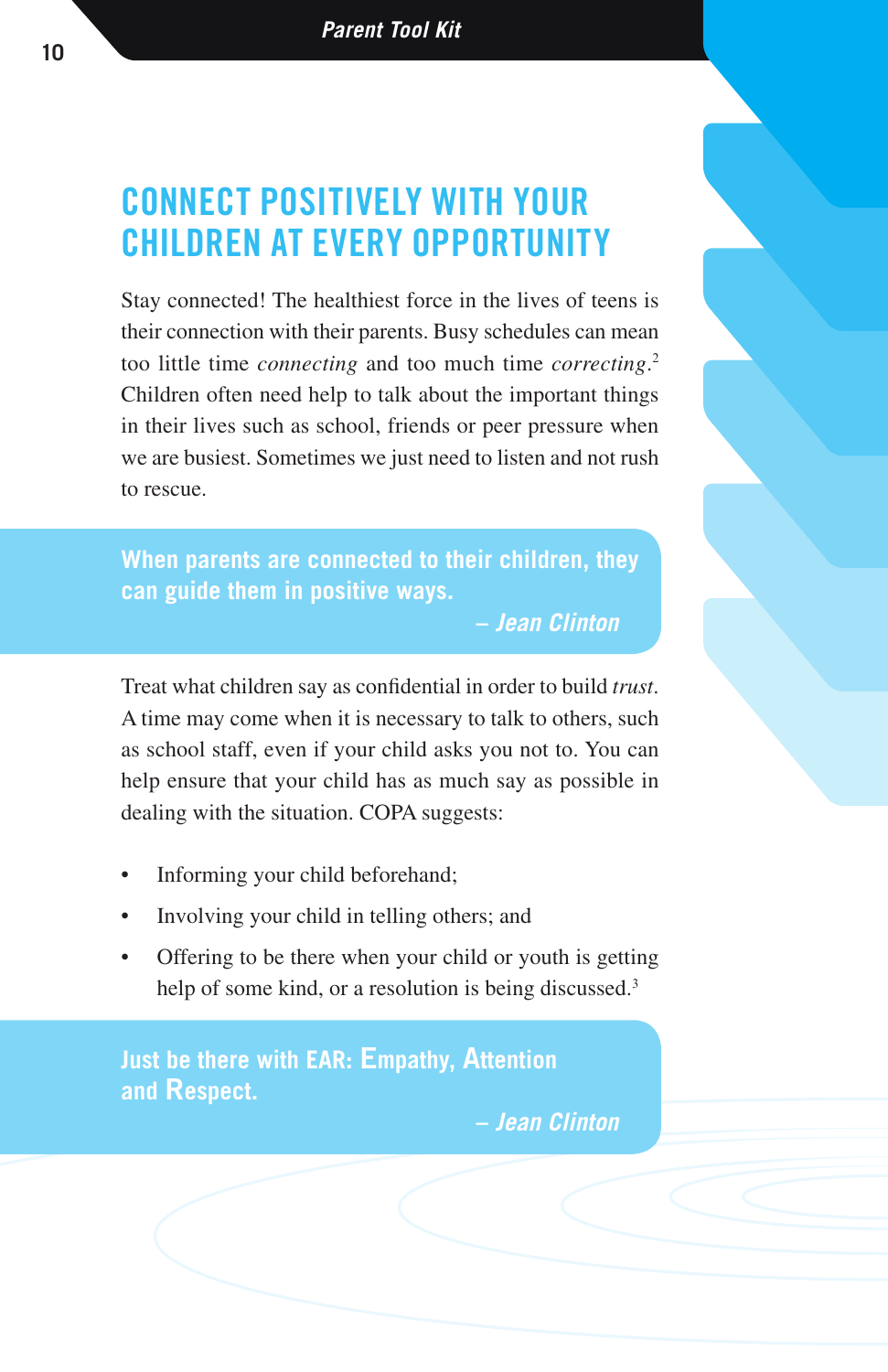## CONNECT POSITIVELY WITH YOUR CHILDREN AT EVERY OPPORTUNITY

Stay connected! The healthiest force in the lives of teens is their connection with their parents. Busy schedules can mean too little time *connecting* and too much time *correcting*.[2] Children often need help to talk about the important things in their lives such as school, friends or peer pressure when we are busiest. Sometimes we just need to listen and not rush to rescue.

> **When parents are connected to their children, they can guide them in positive ways.**
>
> ***– Jean Clinton***

Treat what children say as confidential in order to build *trust*. A time may come when it is necessary to talk to others, such as school staff, even if your child asks you not to. You can help ensure that your child has as much say as possible in dealing with the situation. COPA suggests:

- Informing your child beforehand;
- Involving your child in telling others; and
- Offering to be there when your child or youth is getting help of some kind, or a resolution is being discussed.[3]

> **Just be there with EAR: Empathy, Attention and Respect.**
>
> ***– Jean Clinton***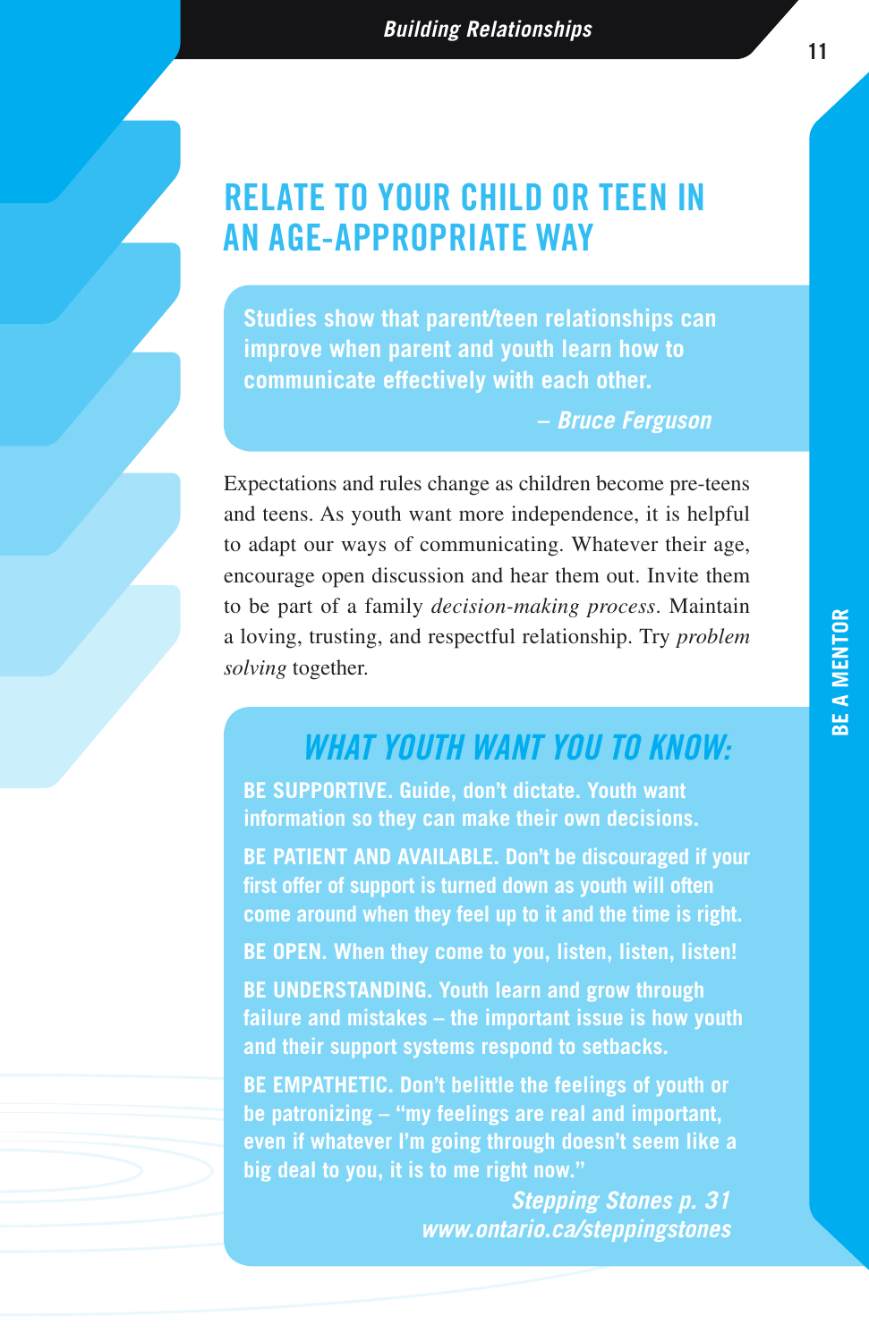# RELATE TO YOUR CHILD OR TEEN IN AN AGE-APPROPRIATE WAY

> **Studies show that parent/teen relationships can improve when parent and youth learn how to communicate effectively with each other.**
>
> *– Bruce Ferguson*

Expectations and rules change as children become pre-teens and teens. As youth want more independence, it is helpful to adapt our ways of communicating. Whatever their age, encourage open discussion and hear them out. Invite them to be part of a family *decision-making process*. Maintain a loving, trusting, and respectful relationship. Try *problem solving* together.

## *WHAT YOUTH WANT YOU TO KNOW:*

**BE SUPPORTIVE.** Guide, don't dictate. Youth want information so they can make their own decisions.

**BE PATIENT AND AVAILABLE.** Don't be discouraged if your first offer of support is turned down as youth will often come around when they feel up to it and the time is right.

**BE OPEN.** When they come to you, listen, listen, listen!

**BE UNDERSTANDING.** Youth learn and grow through failure and mistakes – the important issue is how youth and their support systems respond to setbacks.

**BE EMPATHETIC.** Don't belittle the feelings of youth or be patronizing – "my feelings are real and important, even if whatever I'm going through doesn't seem like a big deal to you, it is to me right now."

*Stepping Stones p. 31*
*www.ontario.ca/steppingstones*

BE A MENTOR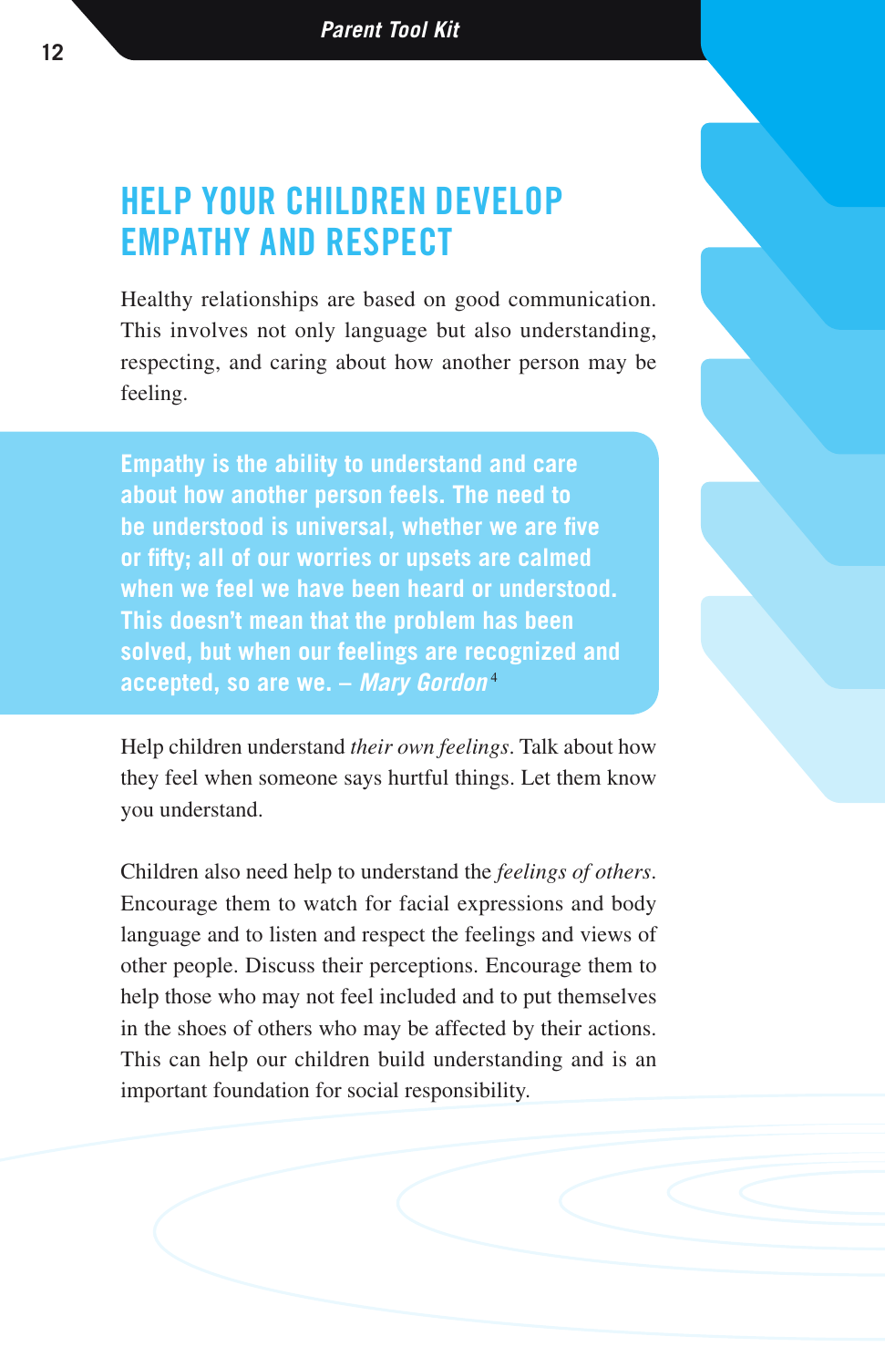# HELP YOUR CHILDREN DEVELOP EMPATHY AND RESPECT

Healthy relationships are based on good communication. This involves not only language but also understanding, respecting, and caring about how another person may be feeling.

> **Empathy is the ability to understand and care about how another person feels. The need to be understood is universal, whether we are five or fifty; all of our worries or upsets are calmed when we feel we have been heard or understood. This doesn't mean that the problem has been solved, but when our feelings are recognized and accepted, so are we. – *Mary Gordon*[4]**

Help children understand *their own feelings*. Talk about how they feel when someone says hurtful things. Let them know you understand.

Children also need help to understand the *feelings of others*. Encourage them to watch for facial expressions and body language and to listen and respect the feelings and views of other people. Discuss their perceptions. Encourage them to help those who may not feel included and to put themselves in the shoes of others who may be affected by their actions. This can help our children build understanding and is an important foundation for social responsibility.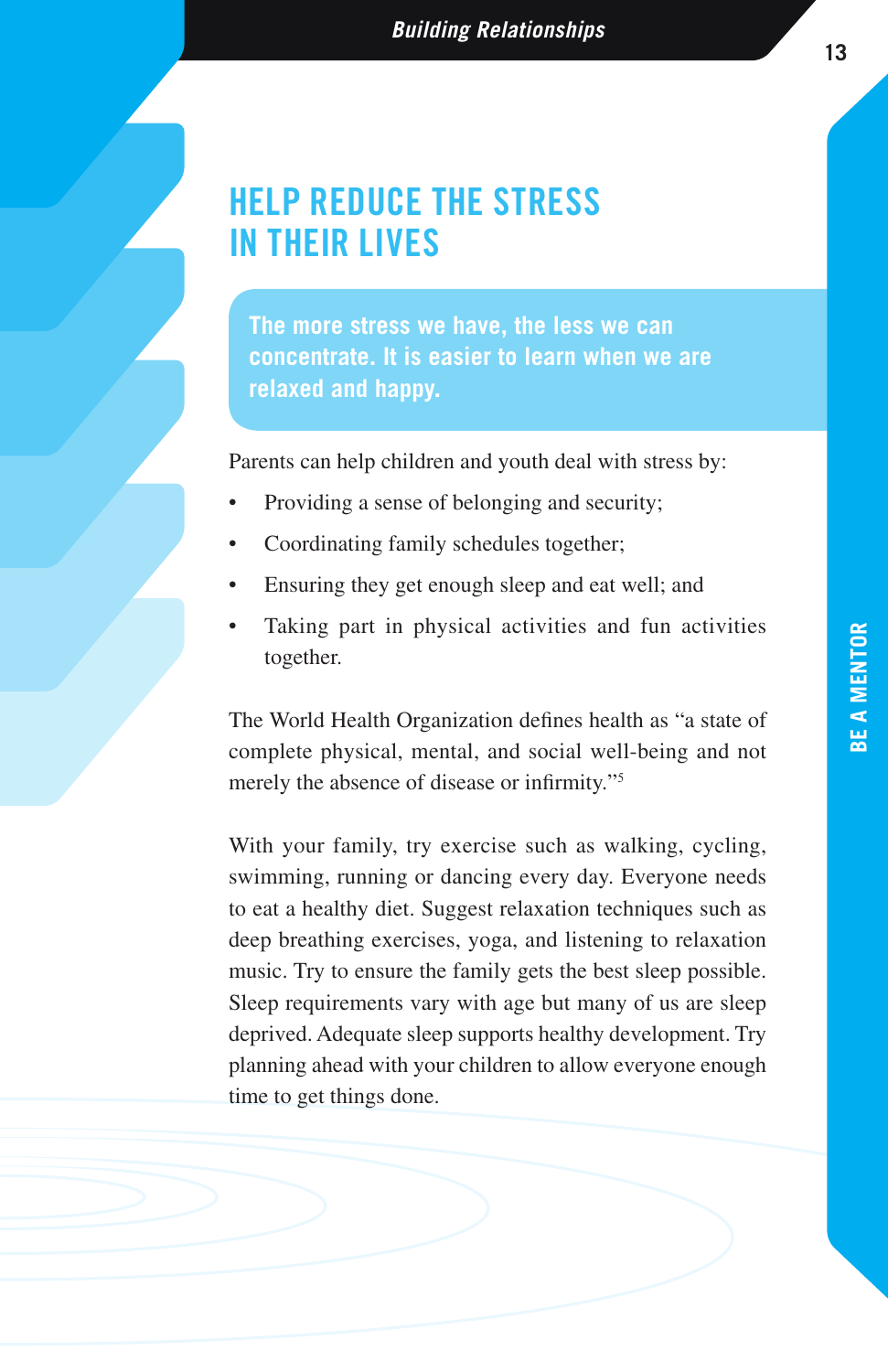# HELP REDUCE THE STRESS IN THEIR LIVES

**The more stress we have, the less we can concentrate. It is easier to learn when we are relaxed and happy.**

Parents can help children and youth deal with stress by:

- Providing a sense of belonging and security;
- Coordinating family schedules together;
- Ensuring they get enough sleep and eat well; and
- Taking part in physical activities and fun activities together.

The World Health Organization defines health as "a state of complete physical, mental, and social well-being and not merely the absence of disease or infirmity."[5]

With your family, try exercise such as walking, cycling, swimming, running or dancing every day. Everyone needs to eat a healthy diet. Suggest relaxation techniques such as deep breathing exercises, yoga, and listening to relaxation music. Try to ensure the family gets the best sleep possible. Sleep requirements vary with age but many of us are sleep deprived. Adequate sleep supports healthy development. Try planning ahead with your children to allow everyone enough time to get things done.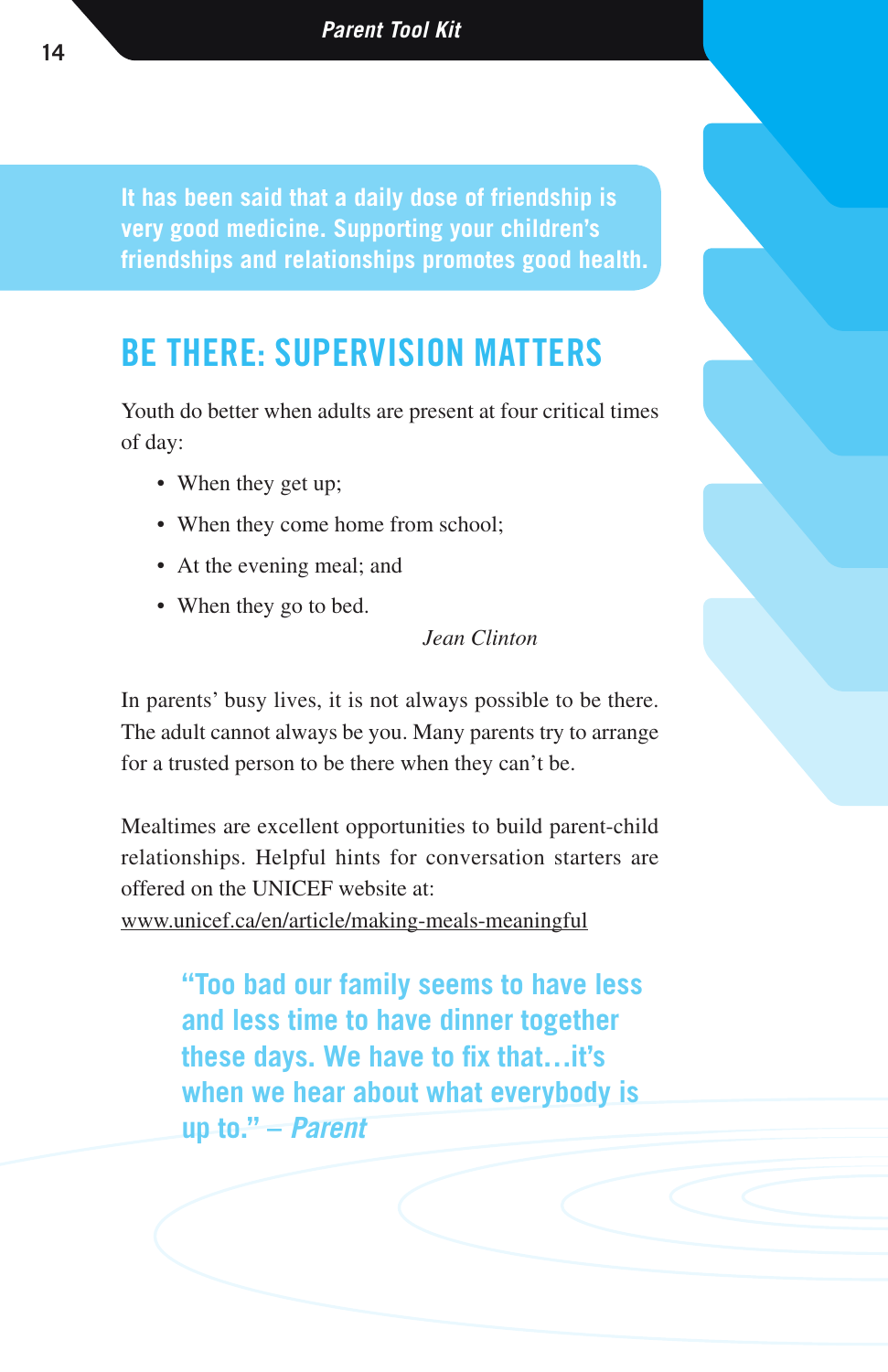**It has been said that a daily dose of friendship is very good medicine. Supporting your children's friendships and relationships promotes good health.**

## BE THERE: SUPERVISION MATTERS

Youth do better when adults are present at four critical times of day:

- When they get up;
- When they come home from school;
- At the evening meal; and
- When they go to bed.

*Jean Clinton*

In parents' busy lives, it is not always possible to be there. The adult cannot always be you. Many parents try to arrange for a trusted person to be there when they can't be.

Mealtimes are excellent opportunities to build parent-child relationships. Helpful hints for conversation starters are offered on the UNICEF website at: www.unicef.ca/en/article/making-meals-meaningful

> **"Too bad our family seems to have less and less time to have dinner together these days. We have to fix that…it's when we hear about what everybody is up to." – *Parent***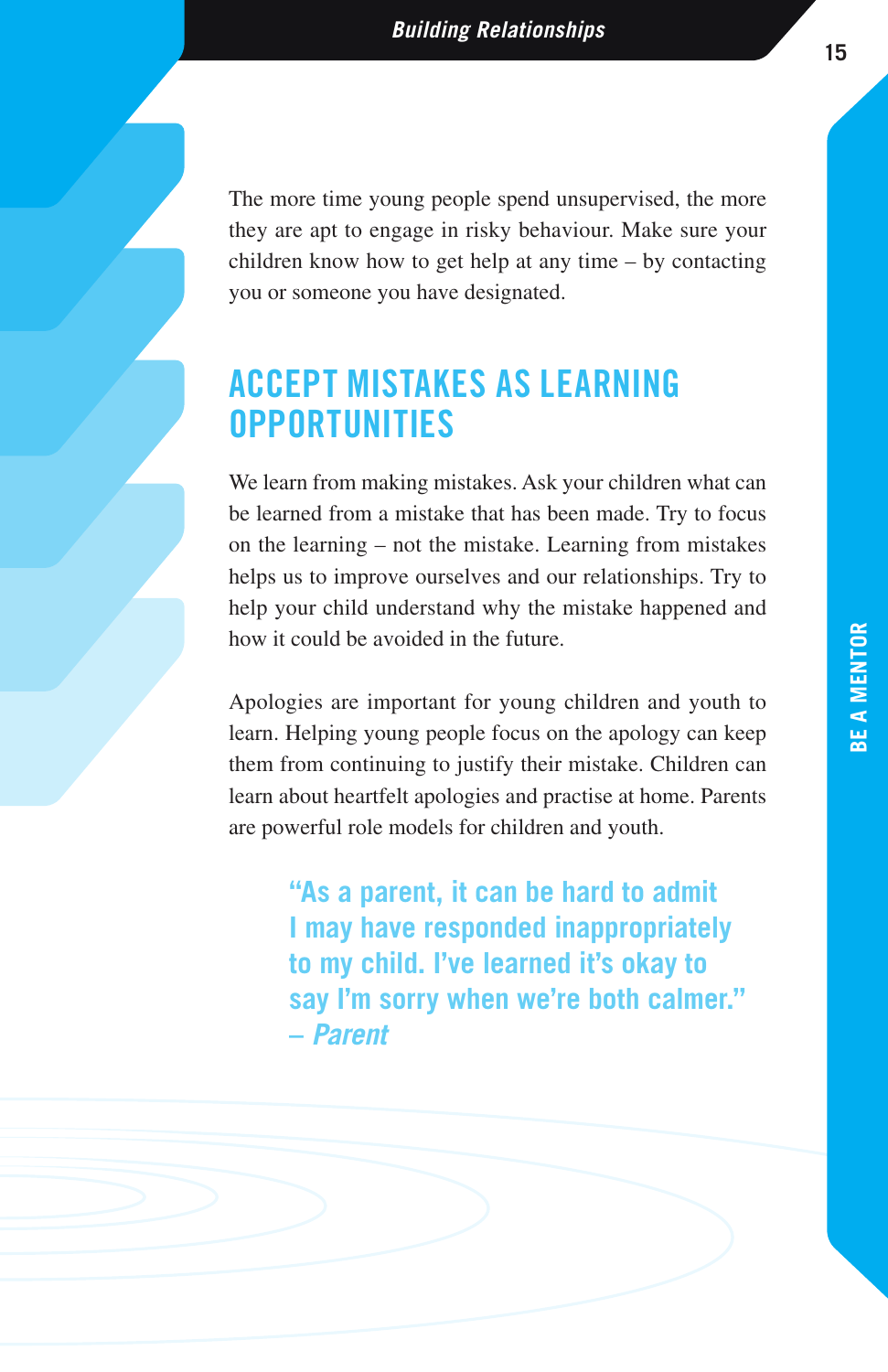The more time young people spend unsupervised, the more they are apt to engage in risky behaviour. Make sure your children know how to get help at any time – by contacting you or someone you have designated.

## ACCEPT MISTAKES AS LEARNING OPPORTUNITIES

We learn from making mistakes. Ask your children what can be learned from a mistake that has been made. Try to focus on the learning – not the mistake. Learning from mistakes helps us to improve ourselves and our relationships. Try to help your child understand why the mistake happened and how it could be avoided in the future.

Apologies are important for young children and youth to learn. Helping young people focus on the apology can keep them from continuing to justify their mistake. Children can learn about heartfelt apologies and practise at home. Parents are powerful role models for children and youth.

> **"As a parent, it can be hard to admit I may have responded inappropriately to my child. I've learned it's okay to say I'm sorry when we're both calmer."**
> **– *Parent***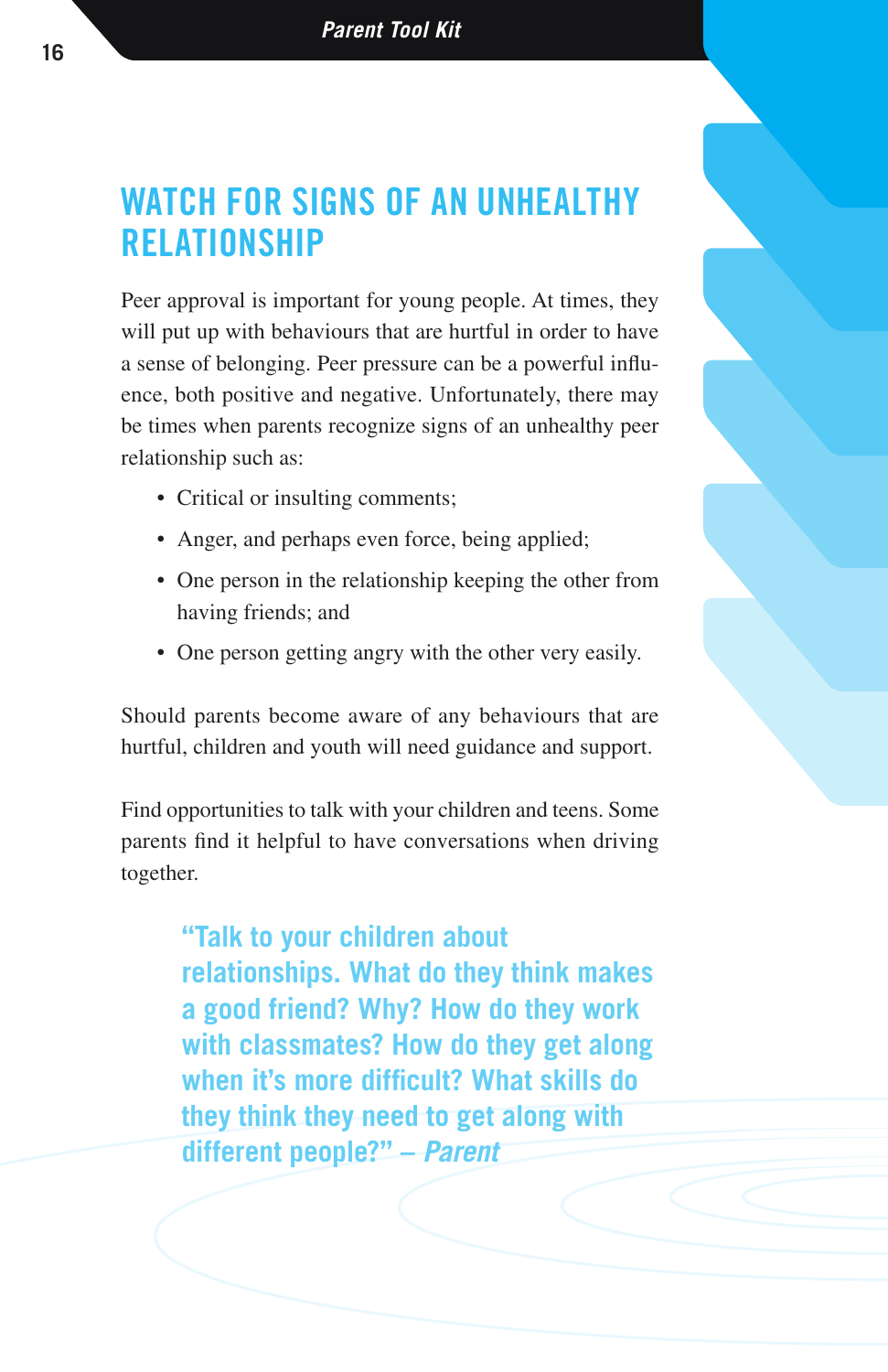# WATCH FOR SIGNS OF AN UNHEALTHY RELATIONSHIP

Peer approval is important for young people. At times, they will put up with behaviours that are hurtful in order to have a sense of belonging. Peer pressure can be a powerful influence, both positive and negative. Unfortunately, there may be times when parents recognize signs of an unhealthy peer relationship such as:

- Critical or insulting comments;
- Anger, and perhaps even force, being applied;
- One person in the relationship keeping the other from having friends; and
- One person getting angry with the other very easily.

Should parents become aware of any behaviours that are hurtful, children and youth will need guidance and support.

Find opportunities to talk with your children and teens. Some parents find it helpful to have conversations when driving together.

> **"Talk to your children about relationships. What do they think makes a good friend? Why? How do they work with classmates? How do they get along when it's more difficult? What skills do they think they need to get along with different people?" – *Parent***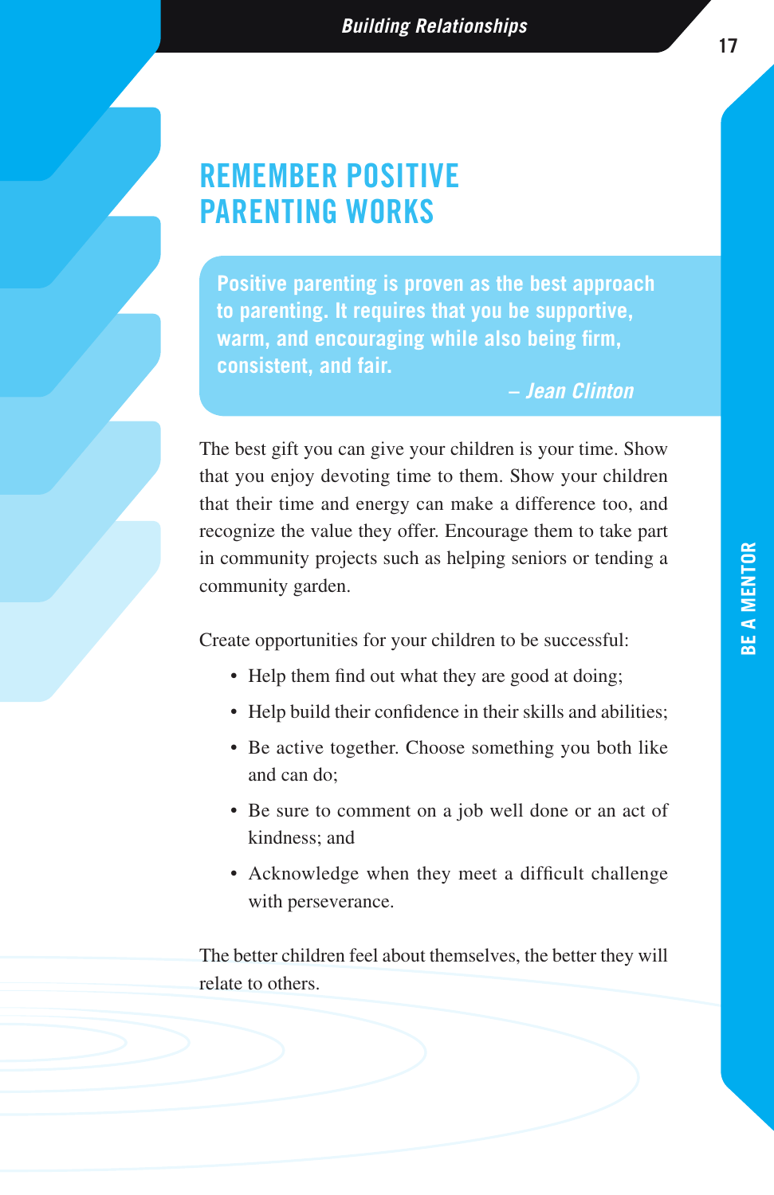# REMEMBER POSITIVE PARENTING WORKS

> **Positive parenting is proven as the best approach to parenting. It requires that you be supportive, warm, and encouraging while also being firm, consistent, and fair.**
>
> ***– Jean Clinton***

The best gift you can give your children is your time. Show that you enjoy devoting time to them. Show your children that their time and energy can make a difference too, and recognize the value they offer. Encourage them to take part in community projects such as helping seniors or tending a community garden.

Create opportunities for your children to be successful:

- Help them find out what they are good at doing;
- Help build their confidence in their skills and abilities;
- Be active together. Choose something you both like and can do;
- Be sure to comment on a job well done or an act of kindness; and
- Acknowledge when they meet a difficult challenge with perseverance.

The better children feel about themselves, the better they will relate to others.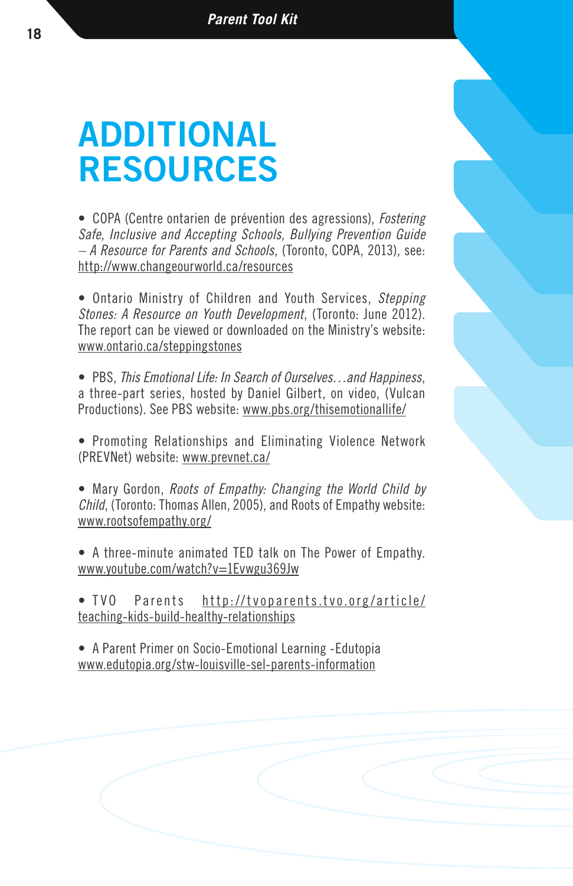# ADDITIONAL RESOURCES

- COPA (Centre ontarien de prévention des agressions), *Fostering Safe, Inclusive and Accepting Schools, Bullying Prevention Guide – A Resource for Parents and Schools*, (Toronto, COPA, 2013), see: http://www.changeourworld.ca/resources

- Ontario Ministry of Children and Youth Services, *Stepping Stones: A Resource on Youth Development*, (Toronto: June 2012). The report can be viewed or downloaded on the Ministry's website: www.ontario.ca/steppingstones

- PBS, *This Emotional Life: In Search of Ourselves…and Happiness*, a three-part series, hosted by Daniel Gilbert, on video, (Vulcan Productions). See PBS website: www.pbs.org/thisemotionallife/

- Promoting Relationships and Eliminating Violence Network (PREVNet) website: www.prevnet.ca/

- Mary Gordon, *Roots of Empathy: Changing the World Child by Child*, (Toronto: Thomas Allen, 2005), and Roots of Empathy website: www.rootsofempathy.org/

- A three-minute animated TED talk on The Power of Empathy. www.youtube.com/watch?v=1Evwgu369Jw

- TVO Parents http://tvoparents.tvo.org/article/teaching-kids-build-healthy-relationships

- A Parent Primer on Socio-Emotional Learning -Edutopia www.edutopia.org/stw-louisville-sel-parents-information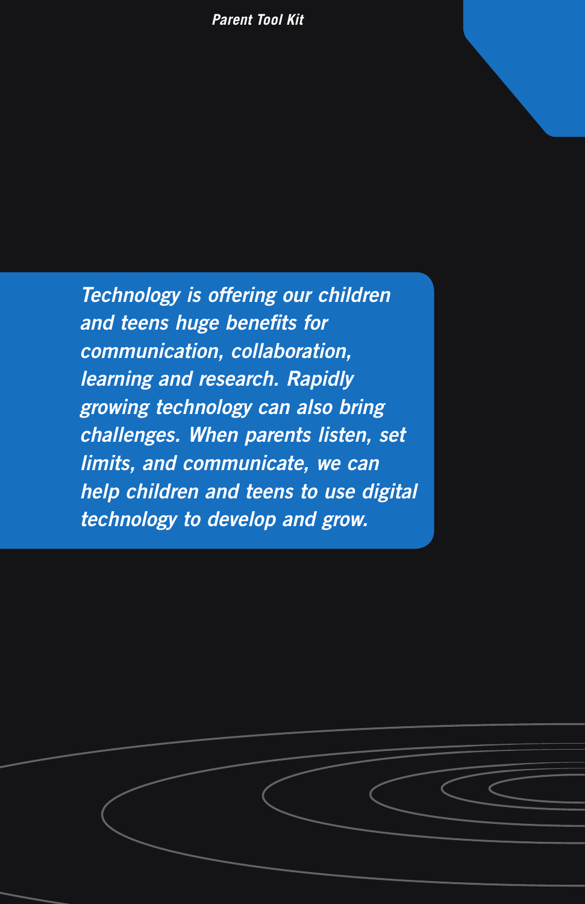*Technology is offering our children and teens huge benefits for communication, collaboration, learning and research. Rapidly growing technology can also bring challenges. When parents listen, set limits, and communicate, we can help children and teens to use digital technology to develop and grow.*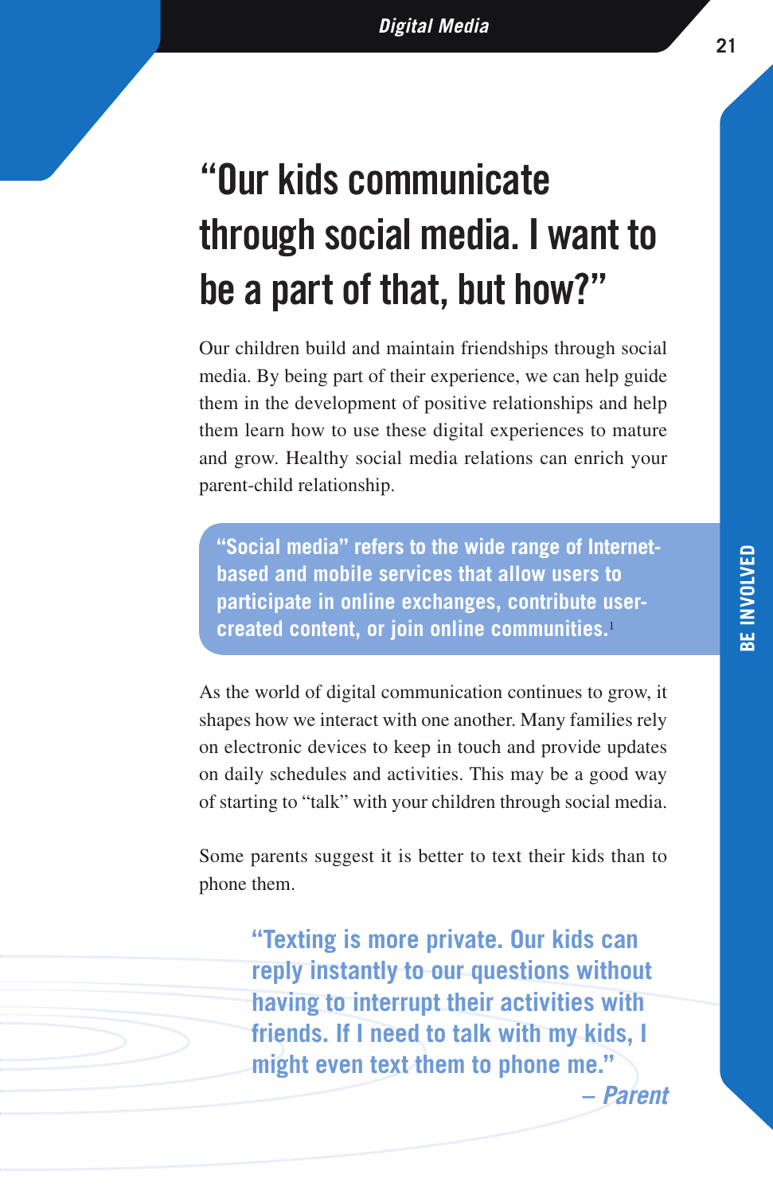# "Our kids communicate through social media. I want to be a part of that, but how?"

Our children build and maintain friendships through social media. By being part of their experience, we can help guide them in the development of positive relationships and help them learn how to use these digital experiences to mature and grow. Healthy social media relations can enrich your parent-child relationship.

> **"Social media" refers to the wide range of Internet-based and mobile services that allow users to participate in online exchanges, contribute user-created content, or join online communities.**[1]

As the world of digital communication continues to grow, it shapes how we interact with one another. Many families rely on electronic devices to keep in touch and provide updates on daily schedules and activities. This may be a good way of starting to "talk" with your children through social media.

Some parents suggest it is better to text their kids than to phone them.

> **"Texting is more private. Our kids can reply instantly to our questions without having to interrupt their activities with friends. If I need to talk with my kids, I might even text them to phone me."**
>
> ***– Parent***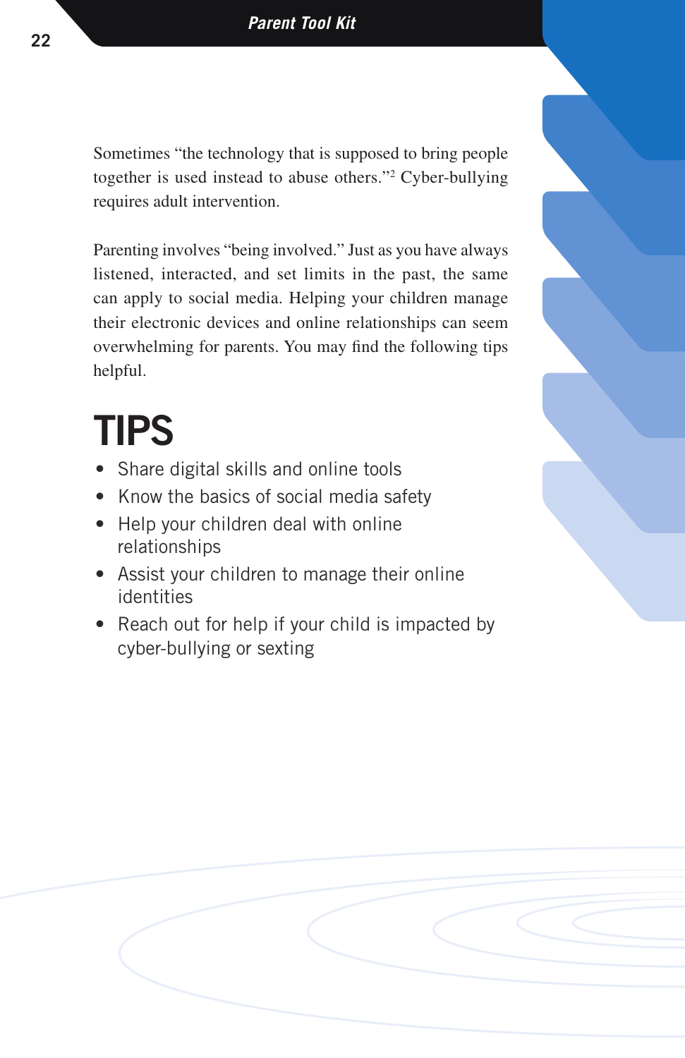Sometimes “the technology that is supposed to bring people together is used instead to abuse others.”[2] Cyber-bullying requires adult intervention.

Parenting involves “being involved.” Just as you have always listened, interacted, and set limits in the past, the same can apply to social media. Helping your children manage their electronic devices and online relationships can seem overwhelming for parents. You may find the following tips helpful.

# TIPS

- Share digital skills and online tools
- Know the basics of social media safety
- Help your children deal with online relationships
- Assist your children to manage their online identities
- Reach out for help if your child is impacted by cyber-bullying or sexting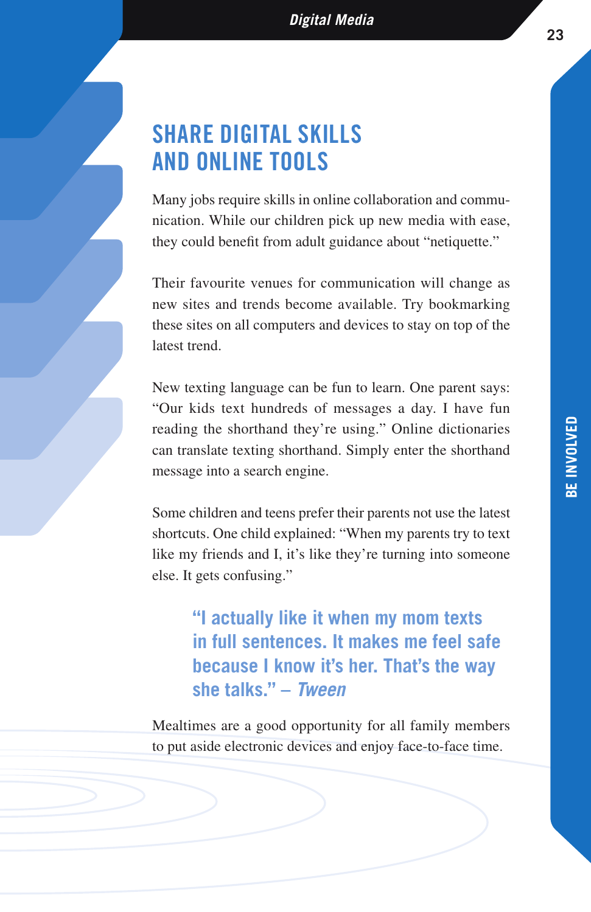## SHARE DIGITAL SKILLS AND ONLINE TOOLS

Many jobs require skills in online collaboration and communication. While our children pick up new media with ease, they could benefit from adult guidance about "netiquette."

Their favourite venues for communication will change as new sites and trends become available. Try bookmarking these sites on all computers and devices to stay on top of the latest trend.

New texting language can be fun to learn. One parent says: "Our kids text hundreds of messages a day. I have fun reading the shorthand they're using." Online dictionaries can translate texting shorthand. Simply enter the shorthand message into a search engine.

Some children and teens prefer their parents not use the latest shortcuts. One child explained: "When my parents try to text like my friends and I, it's like they're turning into someone else. It gets confusing."

> **"I actually like it when my mom texts in full sentences. It makes me feel safe because I know it's her. That's the way she talks." – *Tween***

Mealtimes are a good opportunity for all family members to put aside electronic devices and enjoy face-to-face time.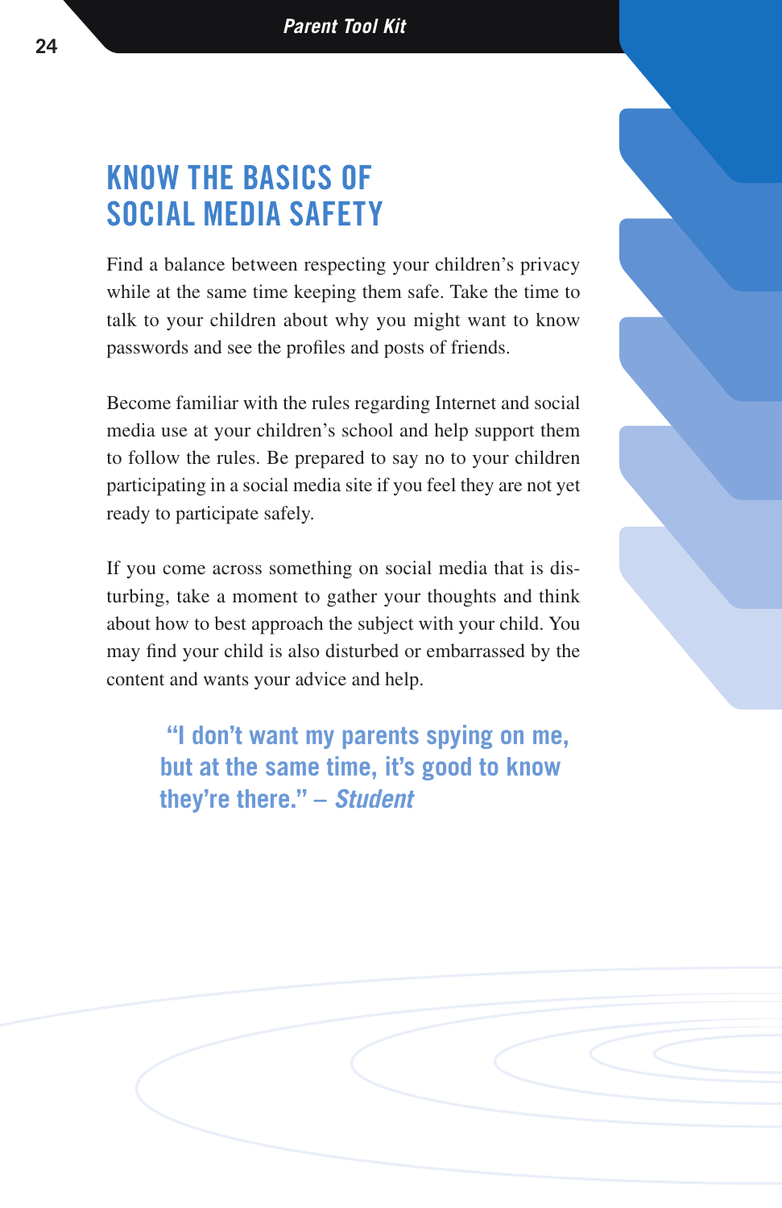# KNOW THE BASICS OF SOCIAL MEDIA SAFETY

Find a balance between respecting your children's privacy while at the same time keeping them safe. Take the time to talk to your children about why you might want to know passwords and see the profiles and posts of friends.

Become familiar with the rules regarding Internet and social media use at your children's school and help support them to follow the rules. Be prepared to say no to your children participating in a social media site if you feel they are not yet ready to participate safely.

If you come across something on social media that is disturbing, take a moment to gather your thoughts and think about how to best approach the subject with your child. You may find your child is also disturbed or embarrassed by the content and wants your advice and help.

> **"I don't want my parents spying on me, but at the same time, it's good to know they're there." – *Student***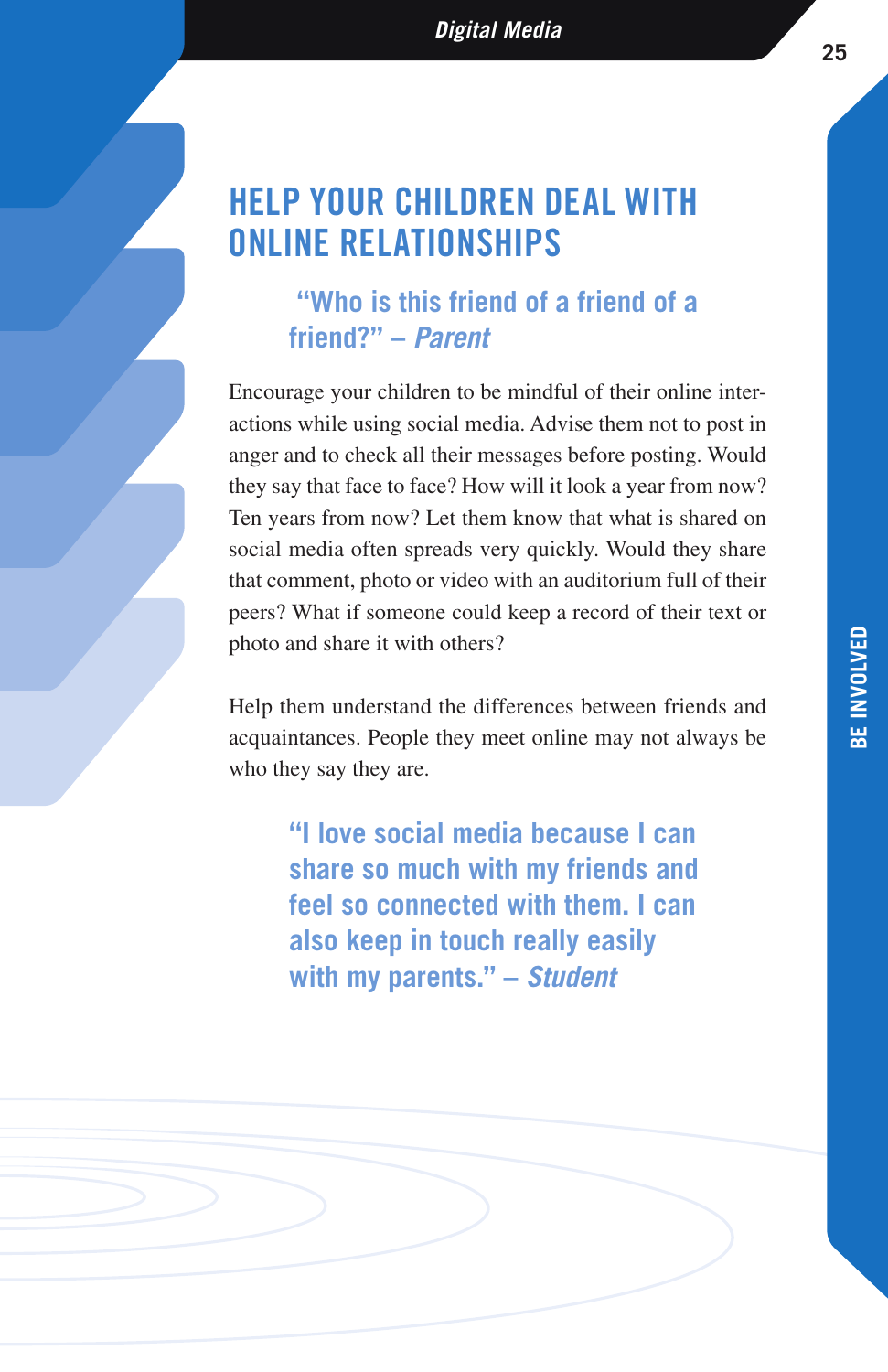## HELP YOUR CHILDREN DEAL WITH ONLINE RELATIONSHIPS

> **"Who is this friend of a friend of a friend?" – *Parent***

Encourage your children to be mindful of their online interactions while using social media. Advise them not to post in anger and to check all their messages before posting. Would they say that face to face? How will it look a year from now? Ten years from now? Let them know that what is shared on social media often spreads very quickly. Would they share that comment, photo or video with an auditorium full of their peers? What if someone could keep a record of their text or photo and share it with others?

Help them understand the differences between friends and acquaintances. People they meet online may not always be who they say they are.

> **"I love social media because I can share so much with my friends and feel so connected with them. I can also keep in touch really easily with my parents." – *Student***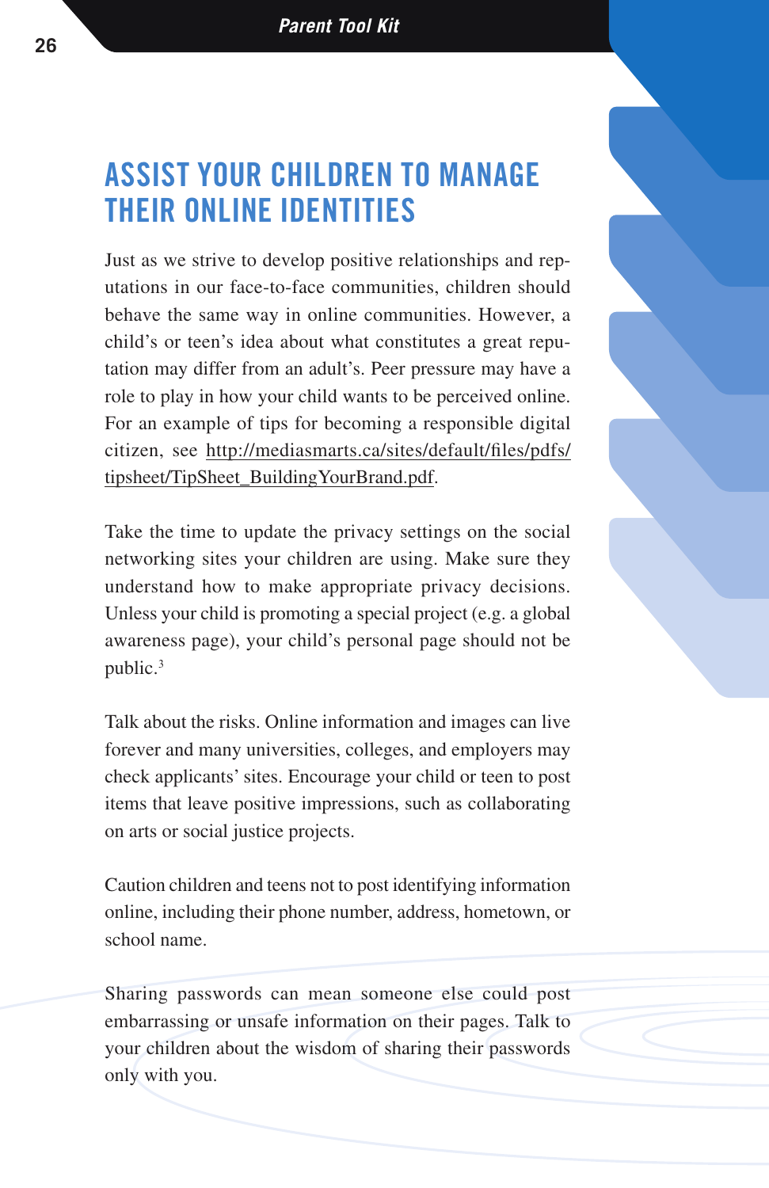# ASSIST YOUR CHILDREN TO MANAGE THEIR ONLINE IDENTITIES

Just as we strive to develop positive relationships and reputations in our face-to-face communities, children should behave the same way in online communities. However, a child's or teen's idea about what constitutes a great reputation may differ from an adult's. Peer pressure may have a role to play in how your child wants to be perceived online. For an example of tips for becoming a responsible digital citizen, see http://mediasmarts.ca/sites/default/files/pdfs/tipsheet/TipSheet_BuildingYourBrand.pdf.

Take the time to update the privacy settings on the social networking sites your children are using. Make sure they understand how to make appropriate privacy decisions. Unless your child is promoting a special project (e.g. a global awareness page), your child's personal page should not be public.[3]

Talk about the risks. Online information and images can live forever and many universities, colleges, and employers may check applicants' sites. Encourage your child or teen to post items that leave positive impressions, such as collaborating on arts or social justice projects.

Caution children and teens not to post identifying information online, including their phone number, address, hometown, or school name.

Sharing passwords can mean someone else could post embarrassing or unsafe information on their pages. Talk to your children about the wisdom of sharing their passwords only with you.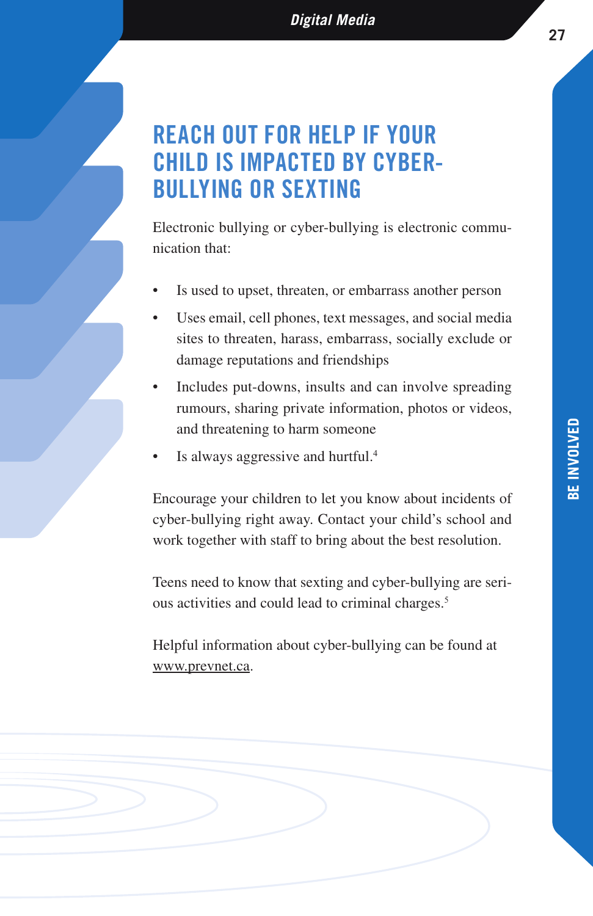## REACH OUT FOR HELP IF YOUR CHILD IS IMPACTED BY CYBER-BULLYING OR SEXTING

Electronic bullying or cyber-bullying is electronic communication that:

- Is used to upset, threaten, or embarrass another person
- Uses email, cell phones, text messages, and social media sites to threaten, harass, embarrass, socially exclude or damage reputations and friendships
- Includes put-downs, insults and can involve spreading rumours, sharing private information, photos or videos, and threatening to harm someone
- Is always aggressive and hurtful.[4]

Encourage your children to let you know about incidents of cyber-bullying right away. Contact your child's school and work together with staff to bring about the best resolution.

Teens need to know that sexting and cyber-bullying are serious activities and could lead to criminal charges.[5]

Helpful information about cyber-bullying can be found at www.prevnet.ca.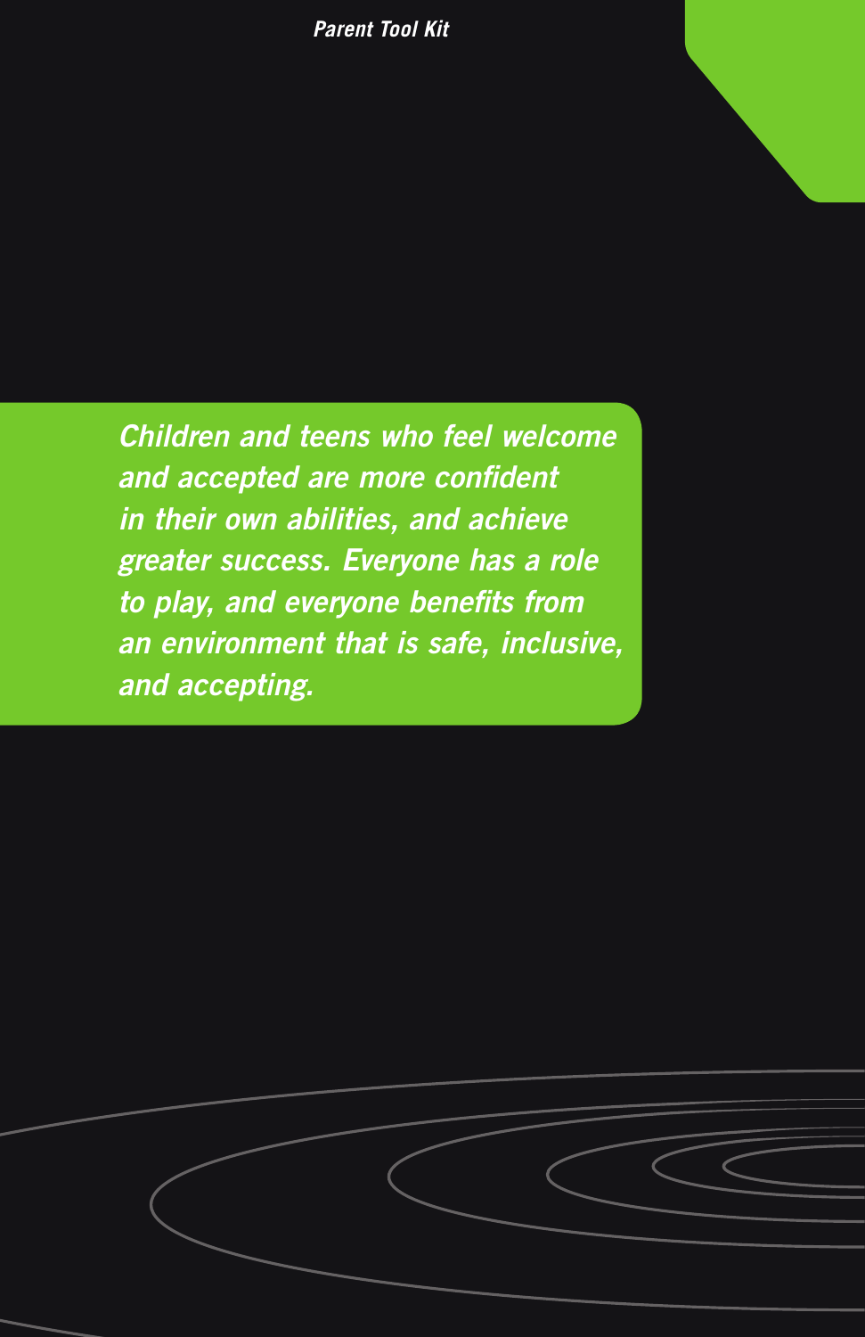*Children and teens who feel welcome and accepted are more confident in their own abilities, and achieve greater success. Everyone has a role to play, and everyone benefits from an environment that is safe, inclusive, and accepting.*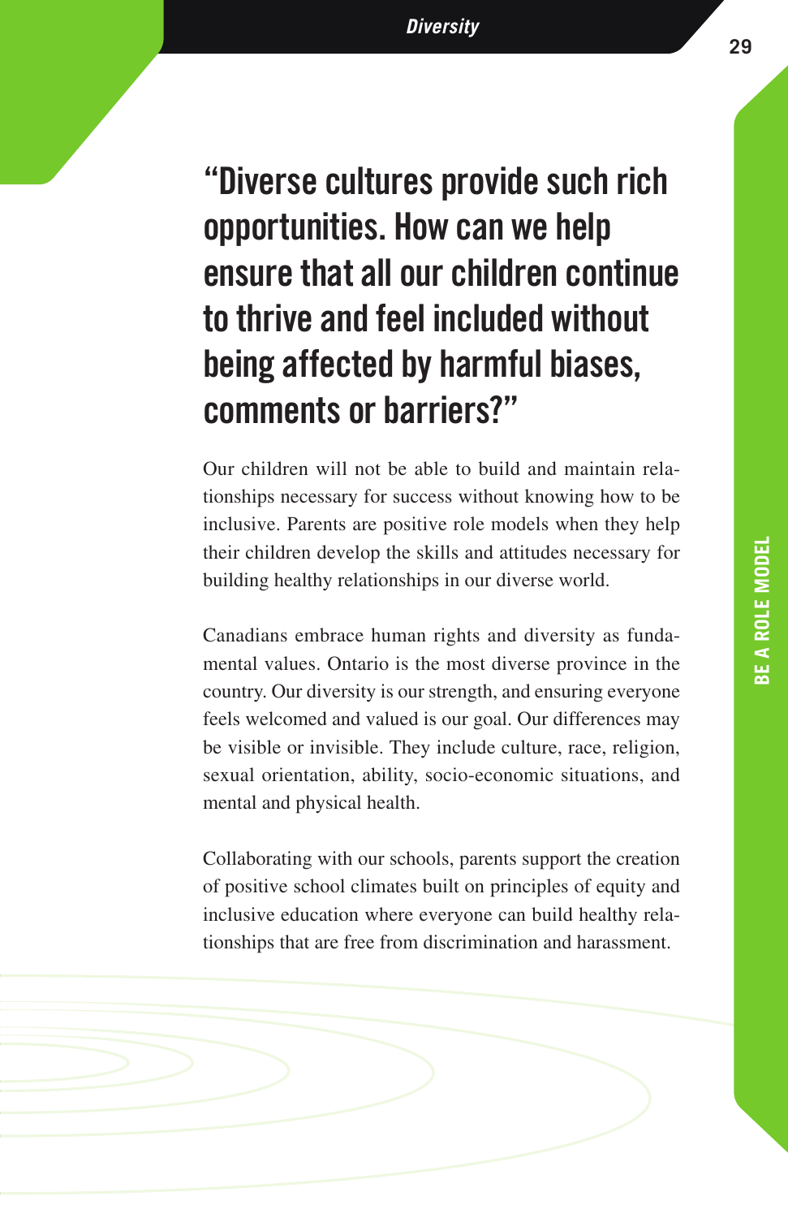## “Diverse cultures provide such rich opportunities. How can we help ensure that all our children continue to thrive and feel included without being affected by harmful biases, comments or barriers?”

Our children will not be able to build and maintain relationships necessary for success without knowing how to be inclusive. Parents are positive role models when they help their children develop the skills and attitudes necessary for building healthy relationships in our diverse world.

Canadians embrace human rights and diversity as fundamental values. Ontario is the most diverse province in the country. Our diversity is our strength, and ensuring everyone feels welcomed and valued is our goal. Our differences may be visible or invisible. They include culture, race, religion, sexual orientation, ability, socio-economic situations, and mental and physical health.

Collaborating with our schools, parents support the creation of positive school climates built on principles of equity and inclusive education where everyone can build healthy relationships that are free from discrimination and harassment.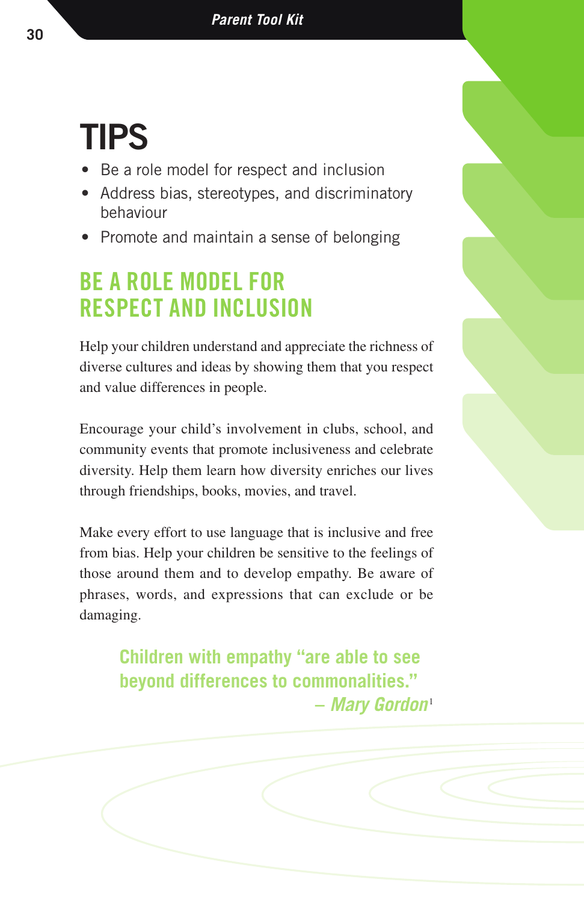# TIPS

- Be a role model for respect and inclusion
- Address bias, stereotypes, and discriminatory behaviour
- Promote and maintain a sense of belonging

## BE A ROLE MODEL FOR RESPECT AND INCLUSION

Help your children understand and appreciate the richness of diverse cultures and ideas by showing them that you respect and value differences in people.

Encourage your child's involvement in clubs, school, and community events that promote inclusiveness and celebrate diversity. Help them learn how diversity enriches our lives through friendships, books, movies, and travel.

Make every effort to use language that is inclusive and free from bias. Help your children be sensitive to the feelings of those around them and to develop empathy. Be aware of phrases, words, and expressions that can exclude or be damaging.

> **Children with empathy "are able to see beyond differences to commonalities."**
> – *Mary Gordon*[1]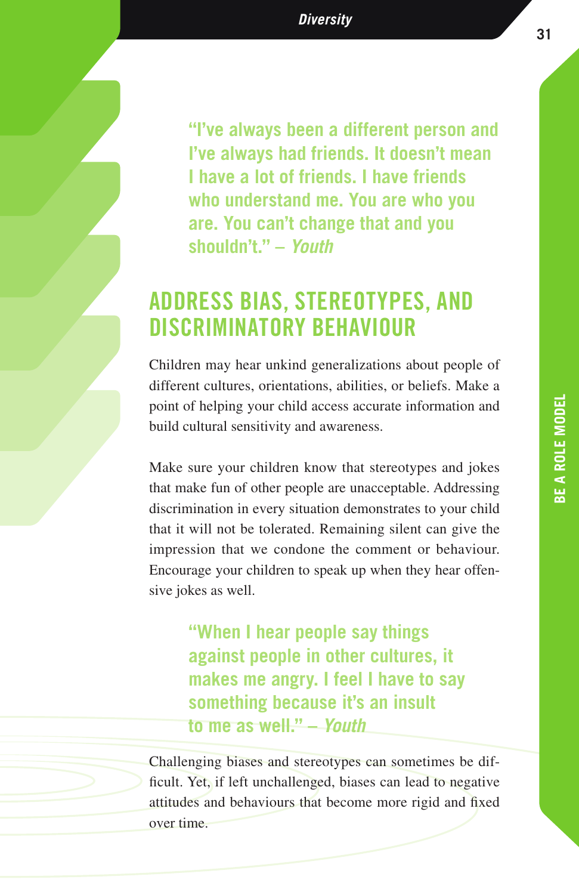**"I've always been a different person and I've always had friends. It doesn't mean I have a lot of friends. I have friends who understand me. You are who you are. You can't change that and you shouldn't." – *Youth***

## ADDRESS BIAS, STEREOTYPES, AND DISCRIMINATORY BEHAVIOUR

Children may hear unkind generalizations about people of different cultures, orientations, abilities, or beliefs. Make a point of helping your child access accurate information and build cultural sensitivity and awareness.

Make sure your children know that stereotypes and jokes that make fun of other people are unacceptable. Addressing discrimination in every situation demonstrates to your child that it will not be tolerated. Remaining silent can give the impression that we condone the comment or behaviour. Encourage your children to speak up when they hear offensive jokes as well.

**"When I hear people say things against people in other cultures, it makes me angry. I feel I have to say something because it's an insult to me as well." – *Youth***

Challenging biases and stereotypes can sometimes be difficult. Yet, if left unchallenged, biases can lead to negative attitudes and behaviours that become more rigid and fixed over time.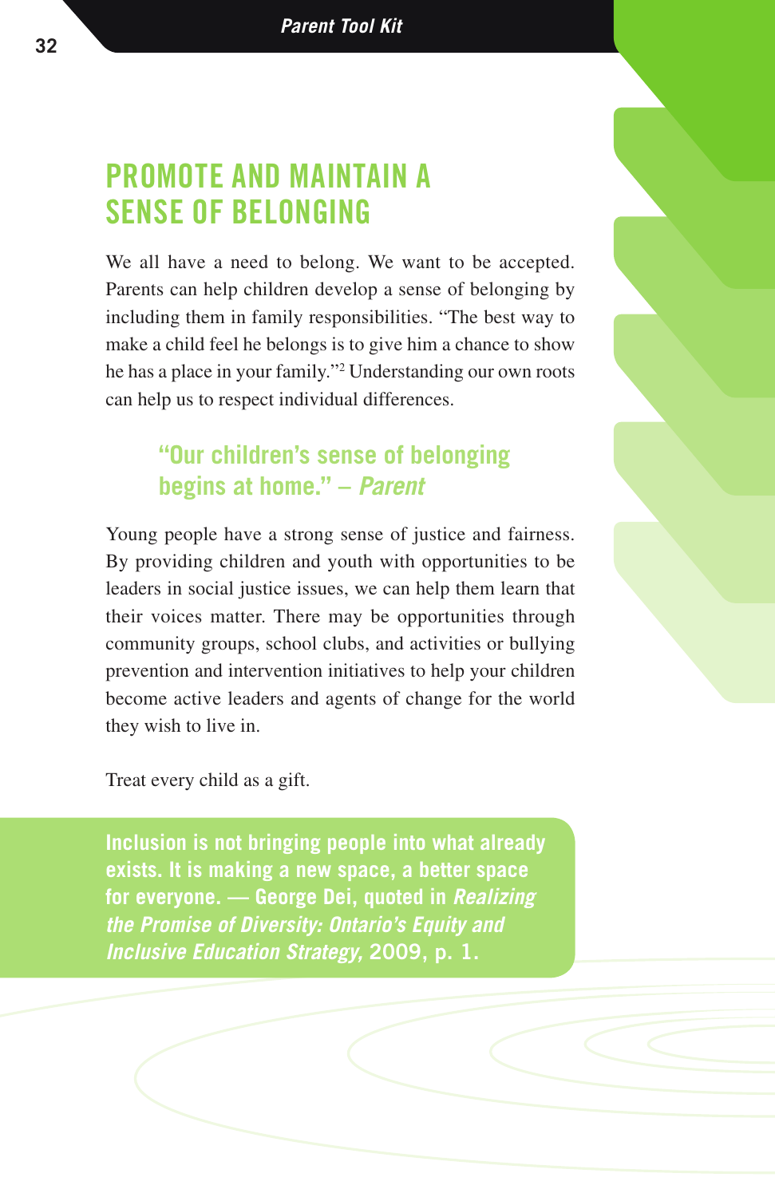## PROMOTE AND MAINTAIN A SENSE OF BELONGING

We all have a need to belong. We want to be accepted. Parents can help children develop a sense of belonging by including them in family responsibilities. "The best way to make a child feel he belongs is to give him a chance to show he has a place in your family."[2] Understanding our own roots can help us to respect individual differences.

> **"Our children's sense of belonging begins at home." – *Parent***

Young people have a strong sense of justice and fairness. By providing children and youth with opportunities to be leaders in social justice issues, we can help them learn that their voices matter. There may be opportunities through community groups, school clubs, and activities or bullying prevention and intervention initiatives to help your children become active leaders and agents of change for the world they wish to live in.

Treat every child as a gift.

> **Inclusion is not bringing people into what already exists. It is making a new space, a better space for everyone. — George Dei, quoted in *Realizing the Promise of Diversity: Ontario's Equity and Inclusive Education Strategy,* 2009, p. 1.**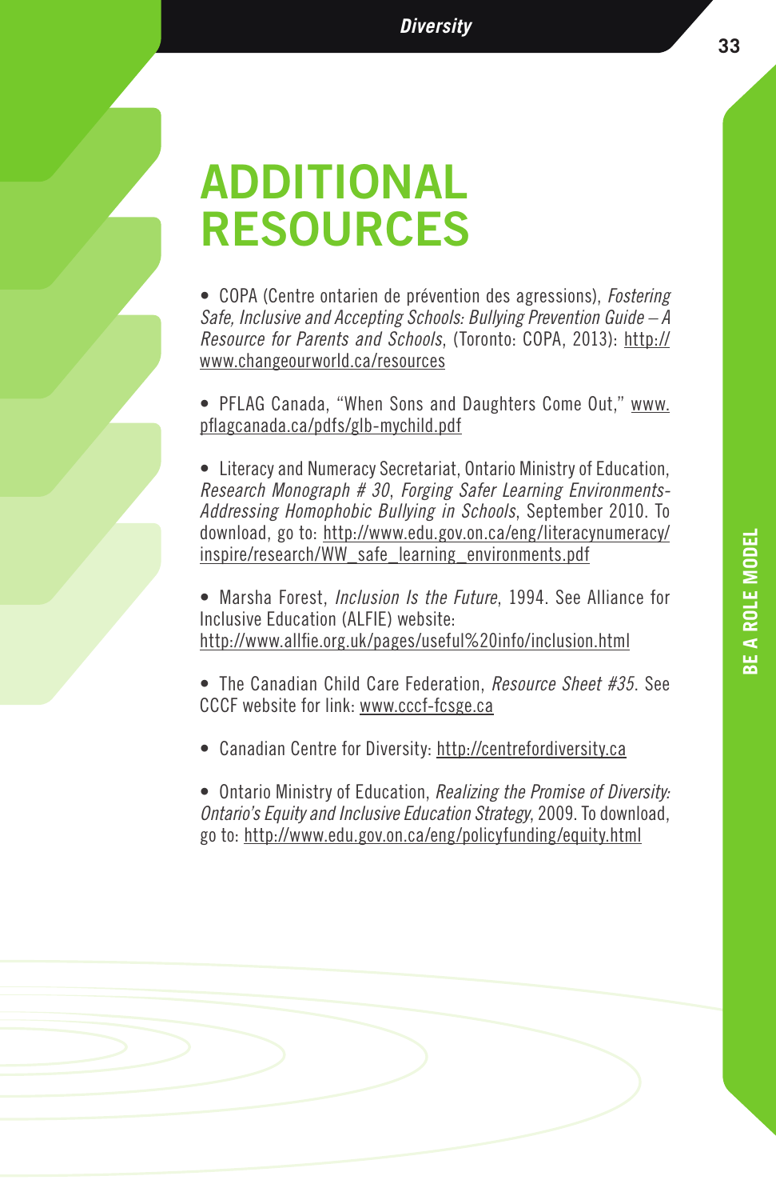# ADDITIONAL RESOURCES

- COPA (Centre ontarien de prévention des agressions), *Fostering Safe, Inclusive and Accepting Schools: Bullying Prevention Guide – A Resource for Parents and Schools*, (Toronto: COPA, 2013): http://www.changeourworld.ca/resources

- PFLAG Canada, "When Sons and Daughters Come Out," www.pflagcanada.ca/pdfs/glb-mychild.pdf

- Literacy and Numeracy Secretariat, Ontario Ministry of Education, *Research Monograph # 30*, *Forging Safer Learning Environments-Addressing Homophobic Bullying in Schools*, September 2010. To download, go to: http://www.edu.gov.on.ca/eng/literacynumeracy/inspire/research/WW_safe_learning_environments.pdf

- Marsha Forest, *Inclusion Is the Future*, 1994. See Alliance for Inclusive Education (ALFIE) website: http://www.allfie.org.uk/pages/useful%20info/inclusion.html

- The Canadian Child Care Federation, *Resource Sheet #35*. See CCCF website for link: www.cccf-fcsge.ca

- Canadian Centre for Diversity: http://centrefordiversity.ca

- Ontario Ministry of Education, *Realizing the Promise of Diversity: Ontario's Equity and Inclusive Education Strategy*, 2009. To download, go to: http://www.edu.gov.on.ca/eng/policyfunding/equity.html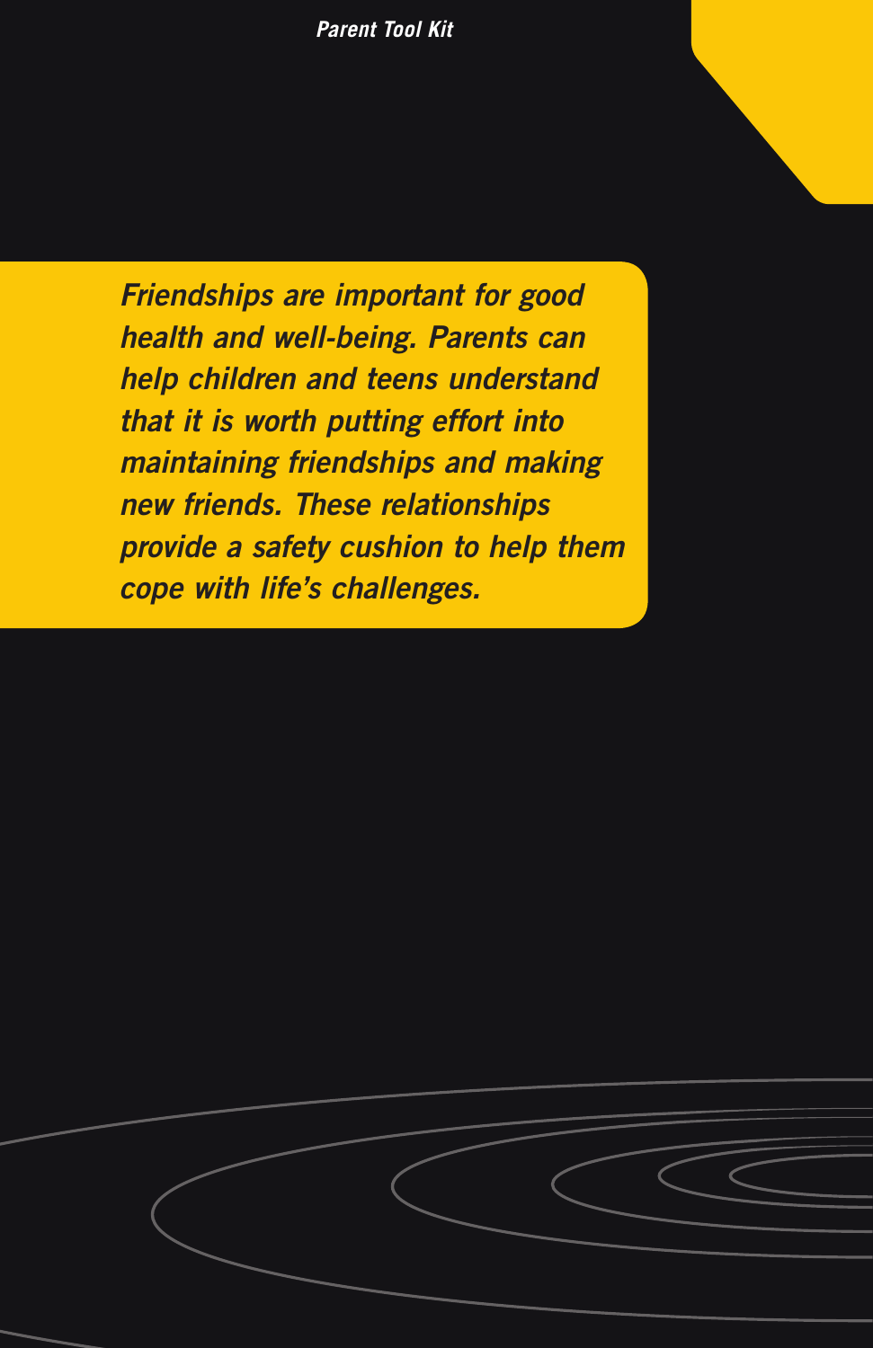*Friendships are important for good health and well-being. Parents can help children and teens understand that it is worth putting effort into maintaining friendships and making new friends. These relationships provide a safety cushion to help them cope with life's challenges.*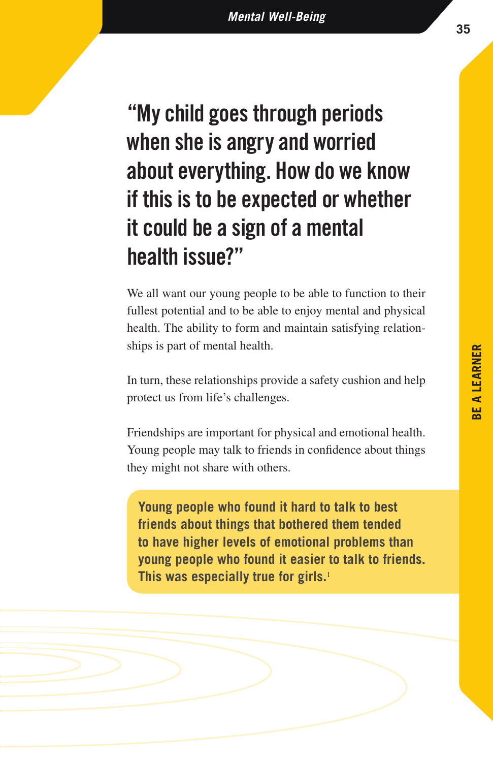## "My child goes through periods when she is angry and worried about everything. How do we know if this is to be expected or whether it could be a sign of a mental health issue?"

We all want our young people to be able to function to their fullest potential and to be able to enjoy mental and physical health. The ability to form and maintain satisfying relationships is part of mental health.

In turn, these relationships provide a safety cushion and help protect us from life's challenges.

Friendships are important for physical and emotional health. Young people may talk to friends in confidence about things they might not share with others.

**Young people who found it hard to talk to best friends about things that bothered them tended to have higher levels of emotional problems than young people who found it easier to talk to friends. This was especially true for girls.**[1]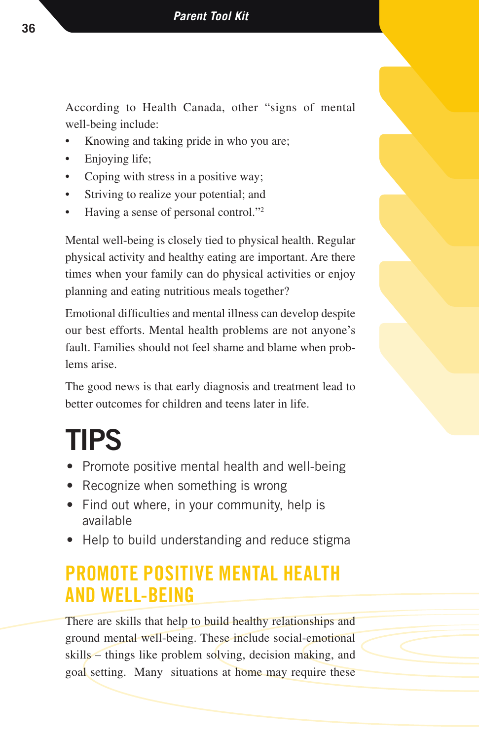According to Health Canada, other "signs of mental well-being include:

- Knowing and taking pride in who you are;
- Enjoying life;
- Coping with stress in a positive way;
- Striving to realize your potential; and
- Having a sense of personal control."[2]

Mental well-being is closely tied to physical health. Regular physical activity and healthy eating are important. Are there times when your family can do physical activities or enjoy planning and eating nutritious meals together?

Emotional difficulties and mental illness can develop despite our best efforts. Mental health problems are not anyone's fault. Families should not feel shame and blame when problems arise.

The good news is that early diagnosis and treatment lead to better outcomes for children and teens later in life.

# TIPS

- Promote positive mental health and well-being
- Recognize when something is wrong
- Find out where, in your community, help is available
- Help to build understanding and reduce stigma

## PROMOTE POSITIVE MENTAL HEALTH AND WELL-BEING

There are skills that help to build healthy relationships and ground mental well-being. These include social-emotional skills – things like problem solving, decision making, and goal setting. Many situations at home may require these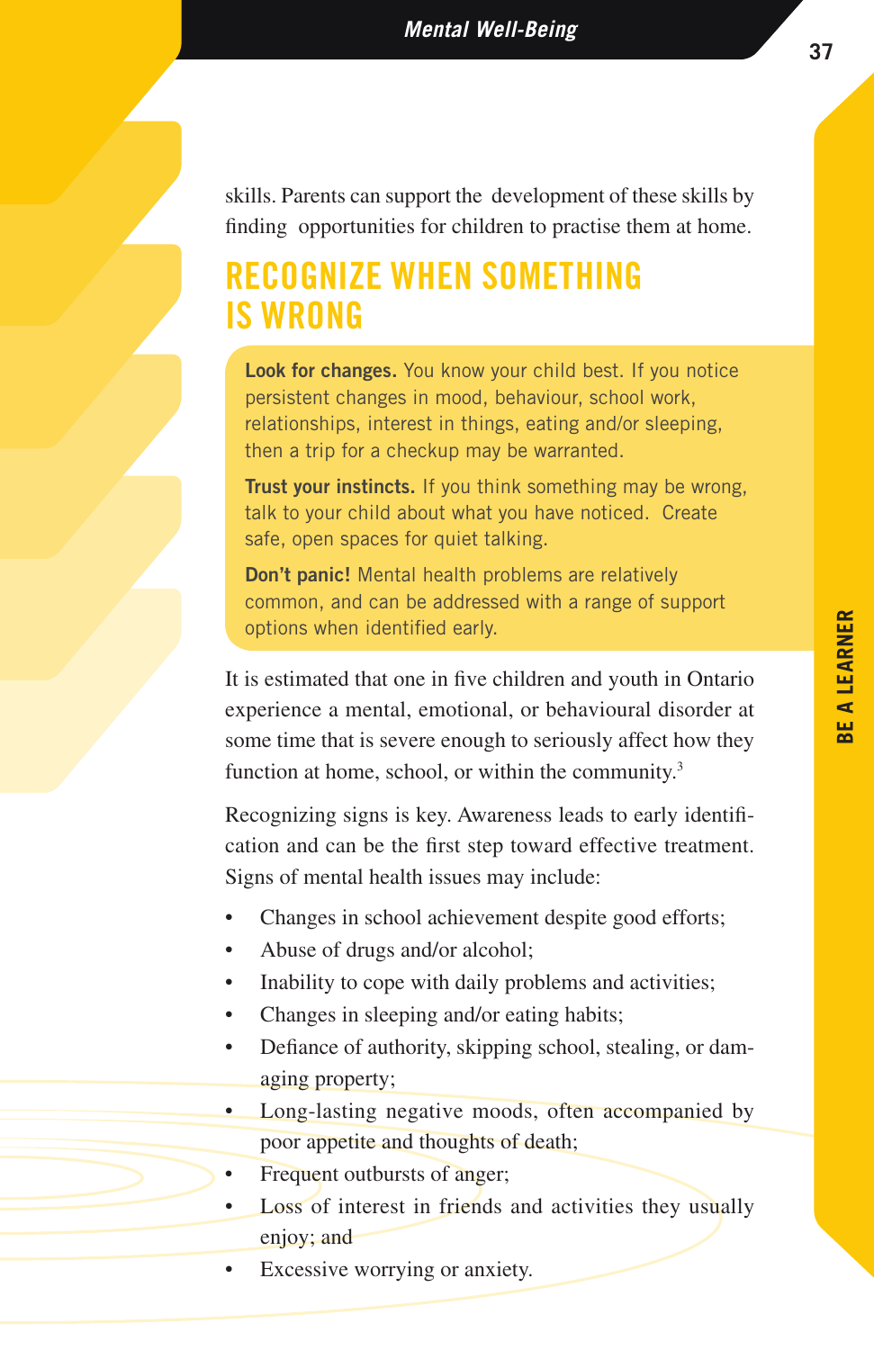skills. Parents can support the development of these skills by finding opportunities for children to practise them at home.

## RECOGNIZE WHEN SOMETHING IS WRONG

**Look for changes.** You know your child best. If you notice persistent changes in mood, behaviour, school work, relationships, interest in things, eating and/or sleeping, then a trip for a checkup may be warranted.

**Trust your instincts.** If you think something may be wrong, talk to your child about what you have noticed. Create safe, open spaces for quiet talking.

**Don't panic!** Mental health problems are relatively common, and can be addressed with a range of support options when identified early.

It is estimated that one in five children and youth in Ontario experience a mental, emotional, or behavioural disorder at some time that is severe enough to seriously affect how they function at home, school, or within the community.[3]

Recognizing signs is key. Awareness leads to early identification and can be the first step toward effective treatment. Signs of mental health issues may include:

- Changes in school achievement despite good efforts;
- Abuse of drugs and/or alcohol;
- Inability to cope with daily problems and activities;
- Changes in sleeping and/or eating habits;
- Defiance of authority, skipping school, stealing, or damaging property;
- Long-lasting negative moods, often accompanied by poor appetite and thoughts of death;
- Frequent outbursts of anger;
- Loss of interest in friends and activities they usually enjoy; and
- Excessive worrying or anxiety.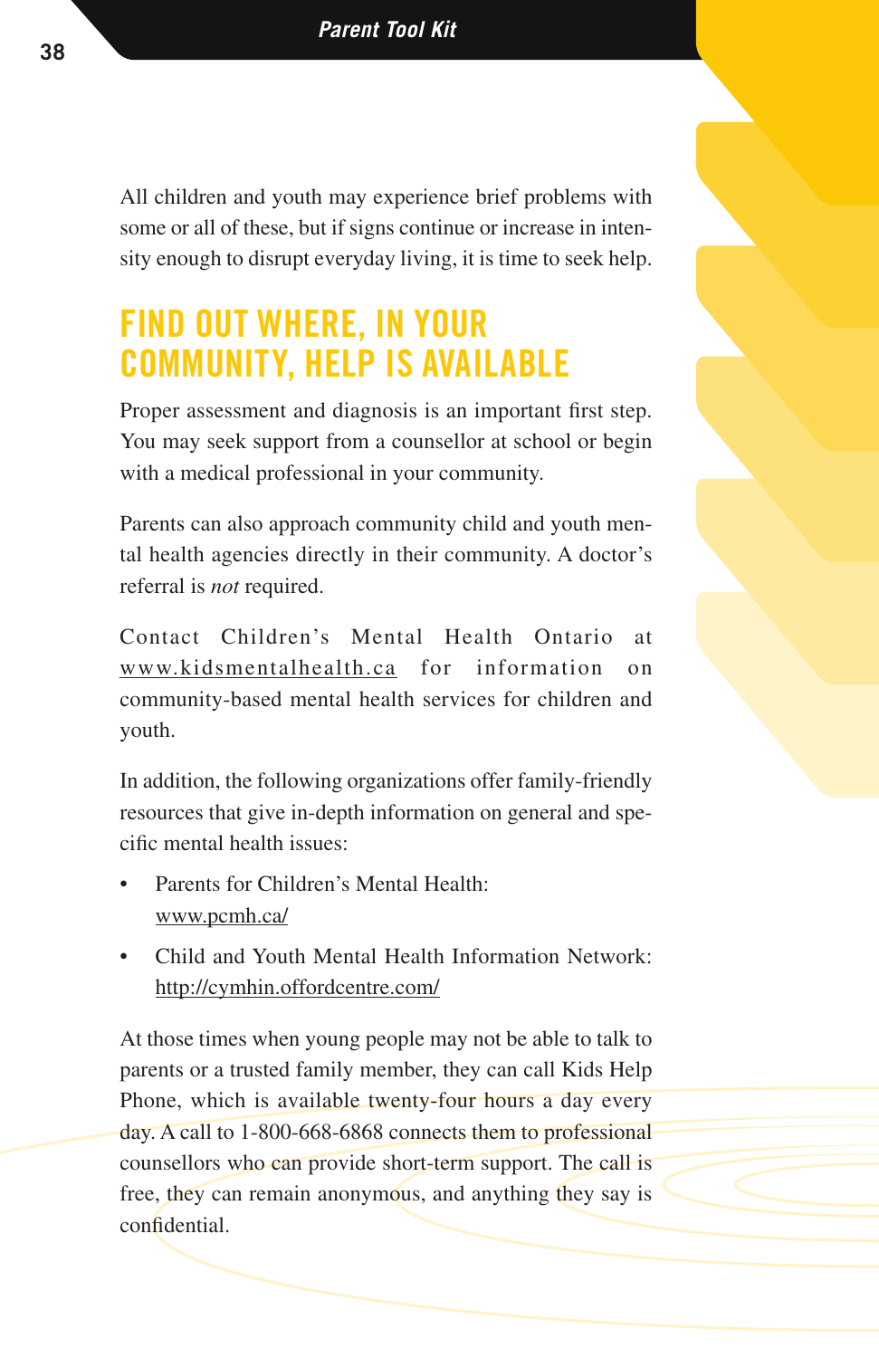All children and youth may experience brief problems with some or all of these, but if signs continue or increase in intensity enough to disrupt everyday living, it is time to seek help.

## FIND OUT WHERE, IN YOUR COMMUNITY, HELP IS AVAILABLE

Proper assessment and diagnosis is an important first step. You may seek support from a counsellor at school or begin with a medical professional in your community.

Parents can also approach community child and youth mental health agencies directly in their community. A doctor's referral is *not* required.

Contact Children's Mental Health Ontario at www.kidsmentalhealth.ca for information on community-based mental health services for children and youth.

In addition, the following organizations offer family-friendly resources that give in-depth information on general and specific mental health issues:

- Parents for Children's Mental Health: www.pcmh.ca/
- Child and Youth Mental Health Information Network: http://cymhin.offordcentre.com/

At those times when young people may not be able to talk to parents or a trusted family member, they can call Kids Help Phone, which is available twenty-four hours a day every day. A call to 1-800-668-6868 connects them to professional counsellors who can provide short-term support. The call is free, they can remain anonymous, and anything they say is confidential.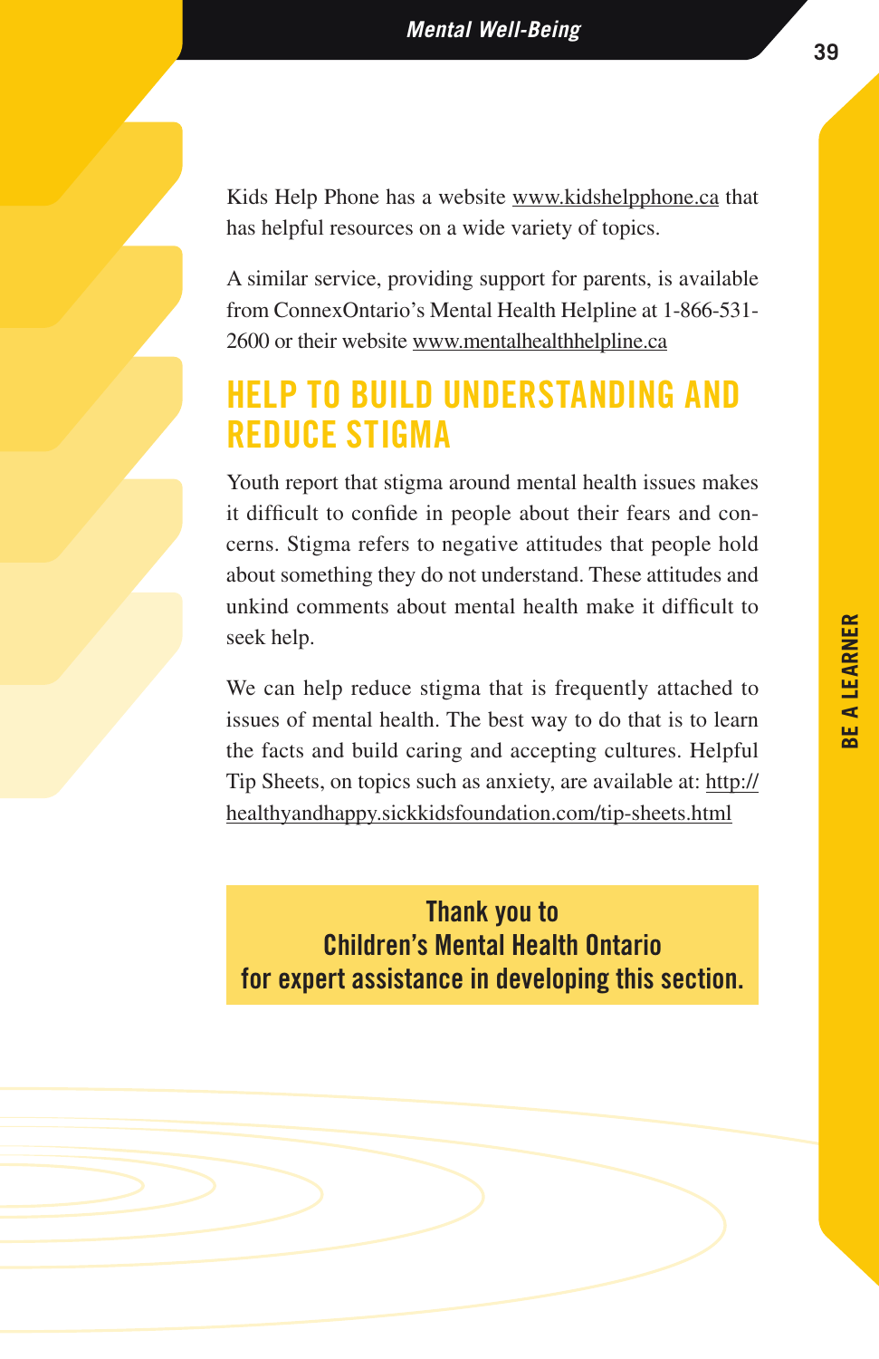Kids Help Phone has a website www.kidshelpphone.ca that has helpful resources on a wide variety of topics.

A similar service, providing support for parents, is available from ConnexOntario's Mental Health Helpline at 1-866-531-2600 or their website www.mentalhealthhelpline.ca

## HELP TO BUILD UNDERSTANDING AND REDUCE STIGMA

Youth report that stigma around mental health issues makes it difficult to confide in people about their fears and concerns. Stigma refers to negative attitudes that people hold about something they do not understand. These attitudes and unkind comments about mental health make it difficult to seek help.

We can help reduce stigma that is frequently attached to issues of mental health. The best way to do that is to learn the facts and build caring and accepting cultures. Helpful Tip Sheets, on topics such as anxiety, are available at: http://healthyandhappy.sickkidsfoundation.com/tip-sheets.html

**Thank you to Children's Mental Health Ontario for expert assistance in developing this section.**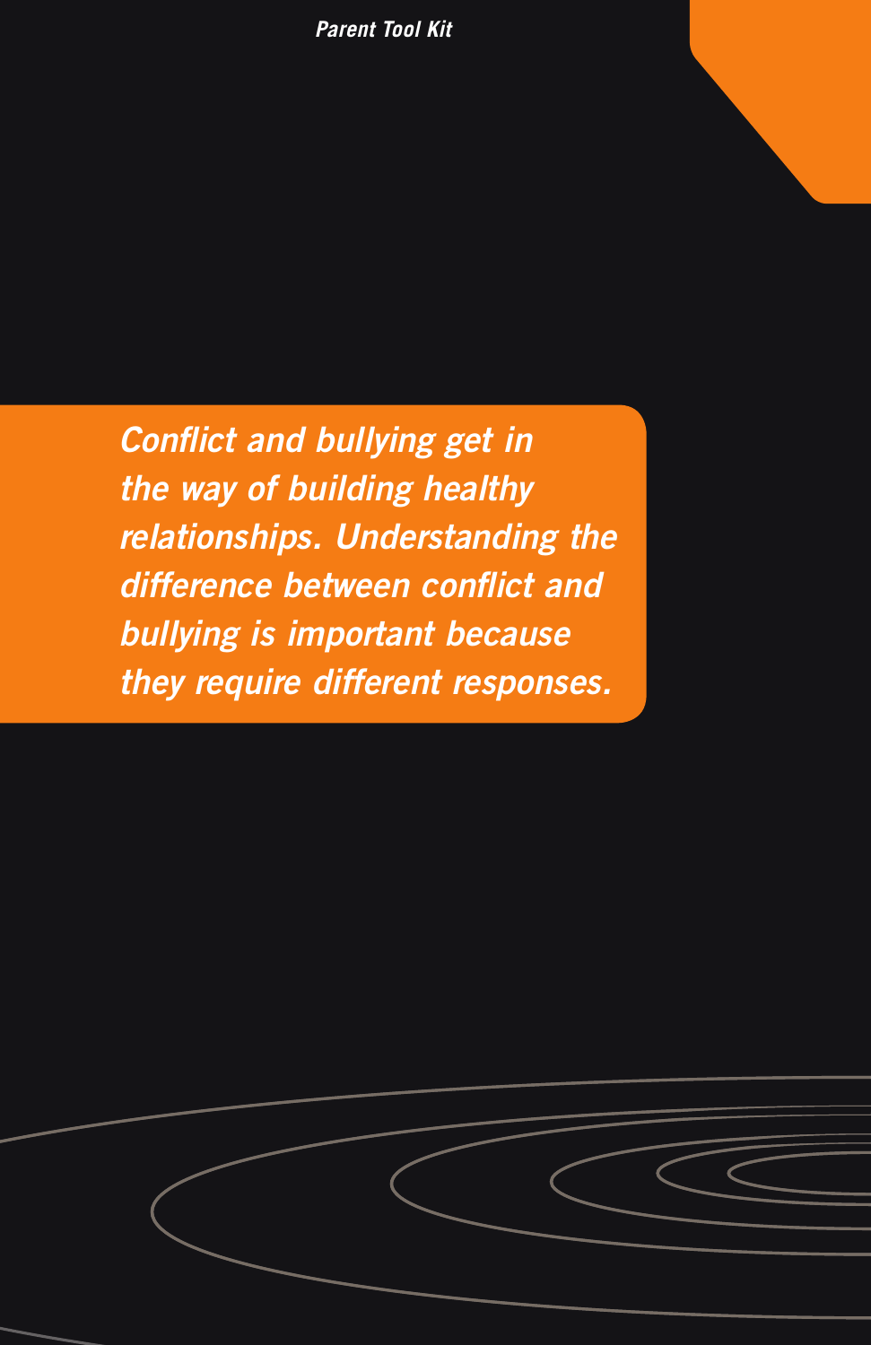*Conflict and bullying get in the way of building healthy relationships. Understanding the difference between conflict and bullying is important because they require different responses.*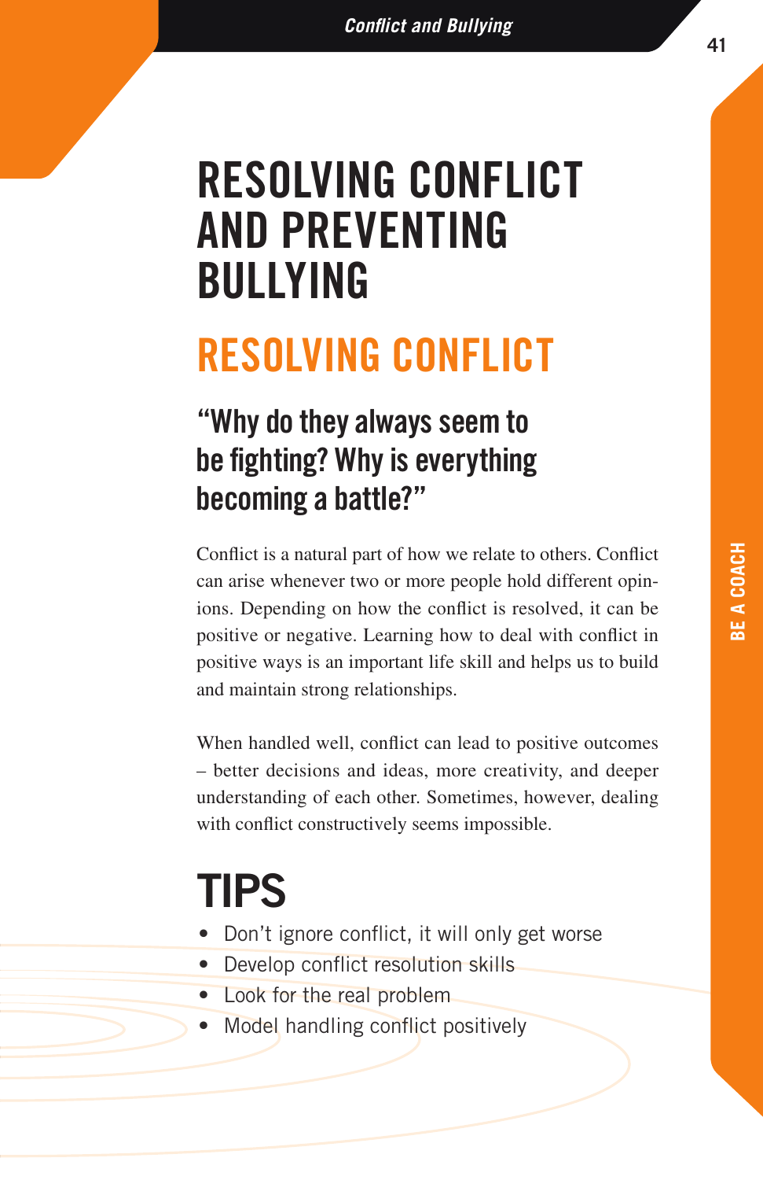# RESOLVING CONFLICT AND PREVENTING BULLYING

## RESOLVING CONFLICT

### "Why do they always seem to be fighting? Why is everything becoming a battle?"

Conflict is a natural part of how we relate to others. Conflict can arise whenever two or more people hold different opinions. Depending on how the conflict is resolved, it can be positive or negative. Learning how to deal with conflict in positive ways is an important life skill and helps us to build and maintain strong relationships.

When handled well, conflict can lead to positive outcomes – better decisions and ideas, more creativity, and deeper understanding of each other. Sometimes, however, dealing with conflict constructively seems impossible.

## TIPS

- Don't ignore conflict, it will only get worse
- Develop conflict resolution skills
- Look for the real problem
- Model handling conflict positively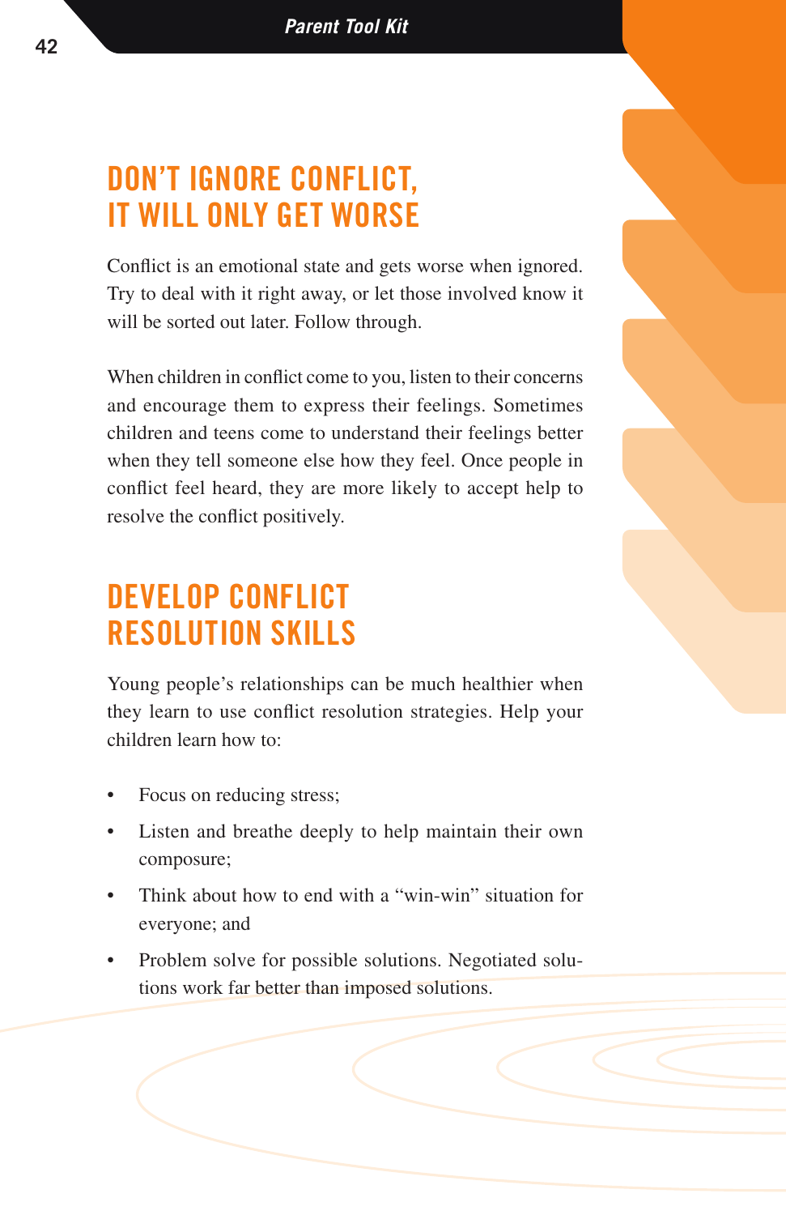## DON'T IGNORE CONFLICT, IT WILL ONLY GET WORSE

Conflict is an emotional state and gets worse when ignored. Try to deal with it right away, or let those involved know it will be sorted out later. Follow through.

When children in conflict come to you, listen to their concerns and encourage them to express their feelings. Sometimes children and teens come to understand their feelings better when they tell someone else how they feel. Once people in conflict feel heard, they are more likely to accept help to resolve the conflict positively.

## DEVELOP CONFLICT RESOLUTION SKILLS

Young people's relationships can be much healthier when they learn to use conflict resolution strategies. Help your children learn how to:

- Focus on reducing stress;
- Listen and breathe deeply to help maintain their own composure;
- Think about how to end with a "win-win" situation for everyone; and
- Problem solve for possible solutions. Negotiated solutions work far better than imposed solutions.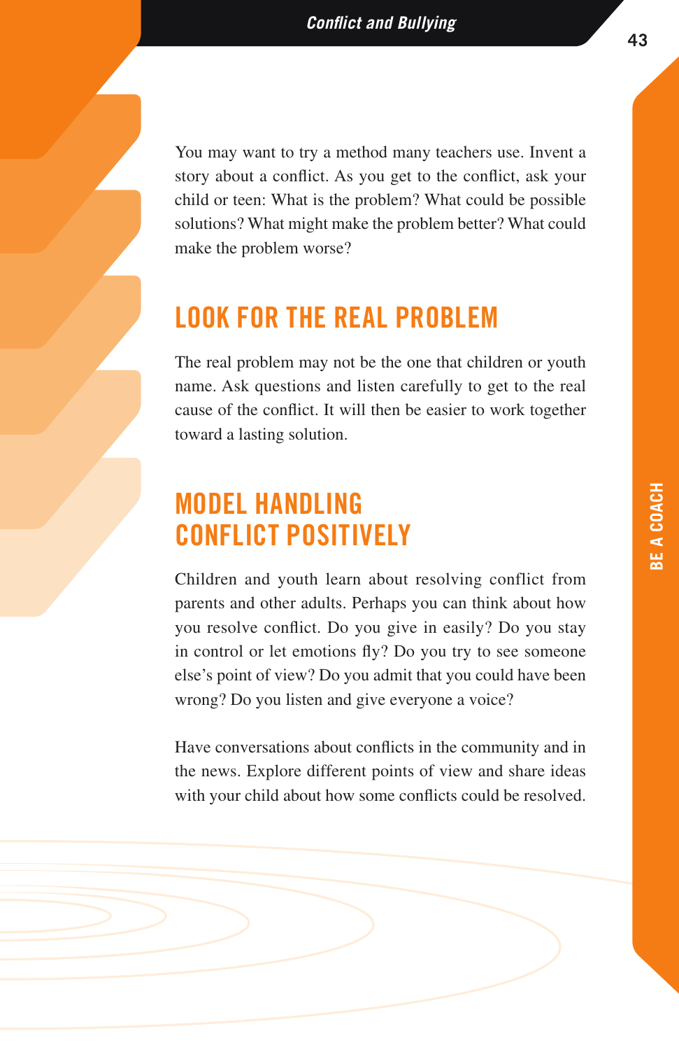You may want to try a method many teachers use. Invent a story about a conflict. As you get to the conflict, ask your child or teen: What is the problem? What could be possible solutions? What might make the problem better? What could make the problem worse?

## LOOK FOR THE REAL PROBLEM

The real problem may not be the one that children or youth name. Ask questions and listen carefully to get to the real cause of the conflict. It will then be easier to work together toward a lasting solution.

## MODEL HANDLING CONFLICT POSITIVELY

Children and youth learn about resolving conflict from parents and other adults. Perhaps you can think about how you resolve conflict. Do you give in easily? Do you stay in control or let emotions fly? Do you try to see someone else's point of view? Do you admit that you could have been wrong? Do you listen and give everyone a voice?

Have conversations about conflicts in the community and in the news. Explore different points of view and share ideas with your child about how some conflicts could be resolved.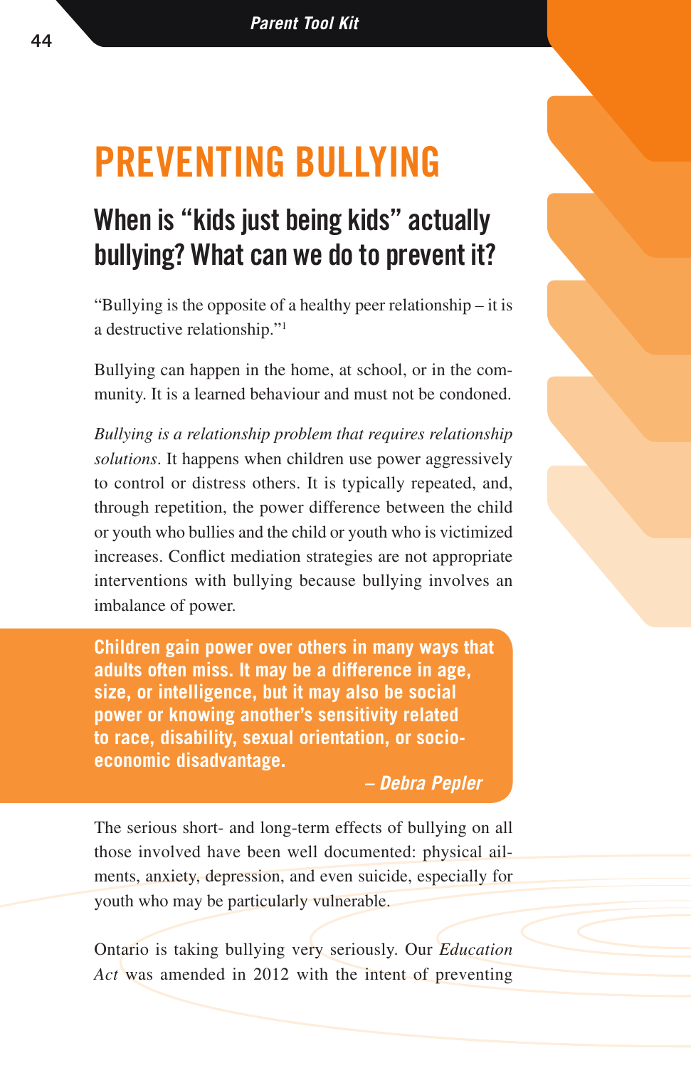# PREVENTING BULLYING

## When is "kids just being kids" actually bullying? What can we do to prevent it?

"Bullying is the opposite of a healthy peer relationship – it is a destructive relationship."[1]

Bullying can happen in the home, at school, or in the community. It is a learned behaviour and must not be condoned.

*Bullying is a relationship problem that requires relationship solutions*. It happens when children use power aggressively to control or distress others. It is typically repeated, and, through repetition, the power difference between the child or youth who bullies and the child or youth who is victimized increases. Conflict mediation strategies are not appropriate interventions with bullying because bullying involves an imbalance of power.

> **Children gain power over others in many ways that adults often miss. It may be a difference in age, size, or intelligence, but it may also be social power or knowing another's sensitivity related to race, disability, sexual orientation, or socio-economic disadvantage.**
>
> ***– Debra Pepler***

The serious short- and long-term effects of bullying on all those involved have been well documented: physical ailments, anxiety, depression, and even suicide, especially for youth who may be particularly vulnerable.

Ontario is taking bullying very seriously. Our *Education Act* was amended in 2012 with the intent of preventing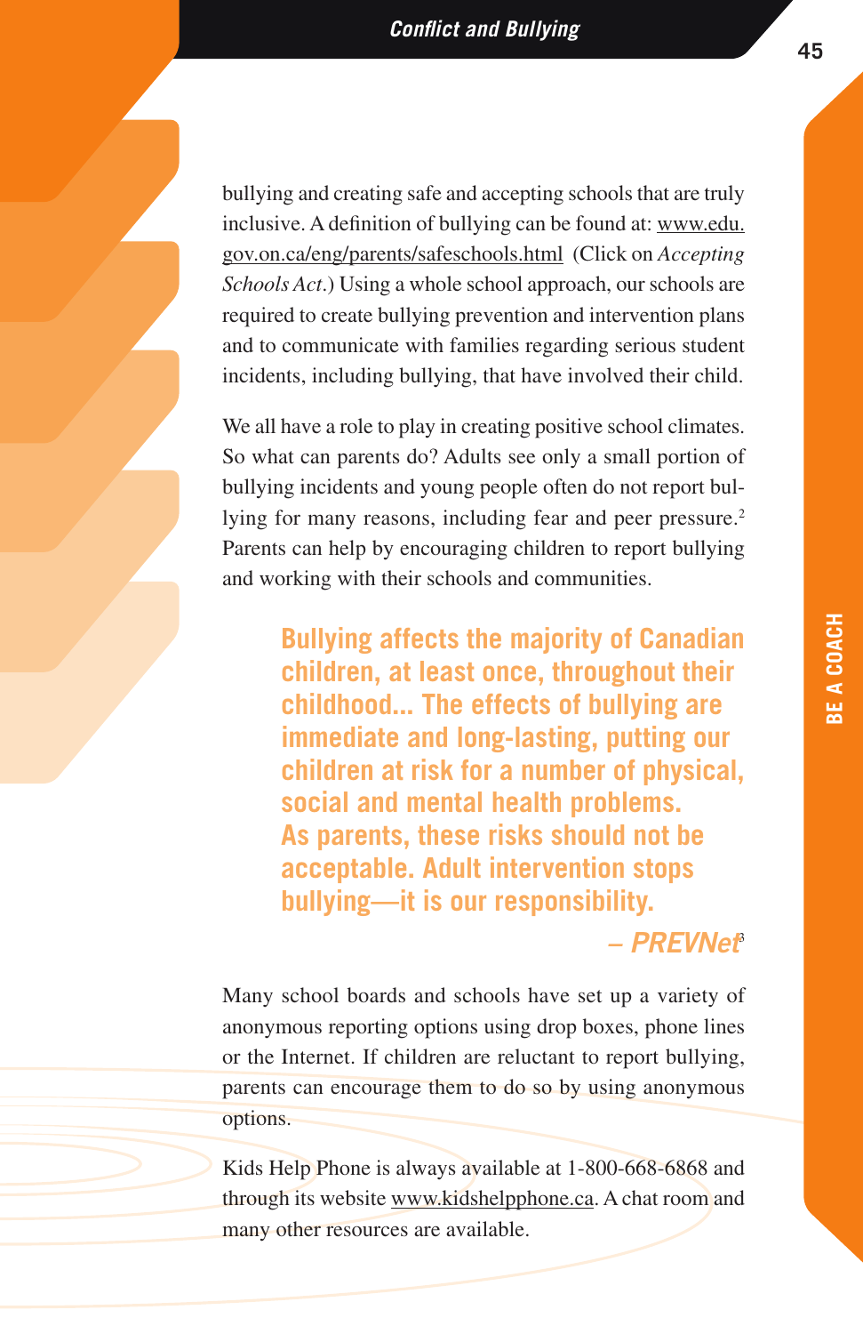bullying and creating safe and accepting schools that are truly inclusive. A definition of bullying can be found at: www.edu.gov.on.ca/eng/parents/safeschools.html (Click on *Accepting Schools Act*.) Using a whole school approach, our schools are required to create bullying prevention and intervention plans and to communicate with families regarding serious student incidents, including bullying, that have involved their child.

We all have a role to play in creating positive school climates. So what can parents do? Adults see only a small portion of bullying incidents and young people often do not report bullying for many reasons, including fear and peer pressure.[2] Parents can help by encouraging children to report bullying and working with their schools and communities.

> **Bullying affects the majority of Canadian children, at least once, throughout their childhood... The effects of bullying are immediate and long-lasting, putting our children at risk for a number of physical, social and mental health problems. As parents, these risks should not be acceptable. Adult intervention stops bullying—it is our responsibility.**
>
> ***– PREVNet***[3]

Many school boards and schools have set up a variety of anonymous reporting options using drop boxes, phone lines or the Internet. If children are reluctant to report bullying, parents can encourage them to do so by using anonymous options.

Kids Help Phone is always available at 1-800-668-6868 and through its website www.kidshelpphone.ca. A chat room and many other resources are available.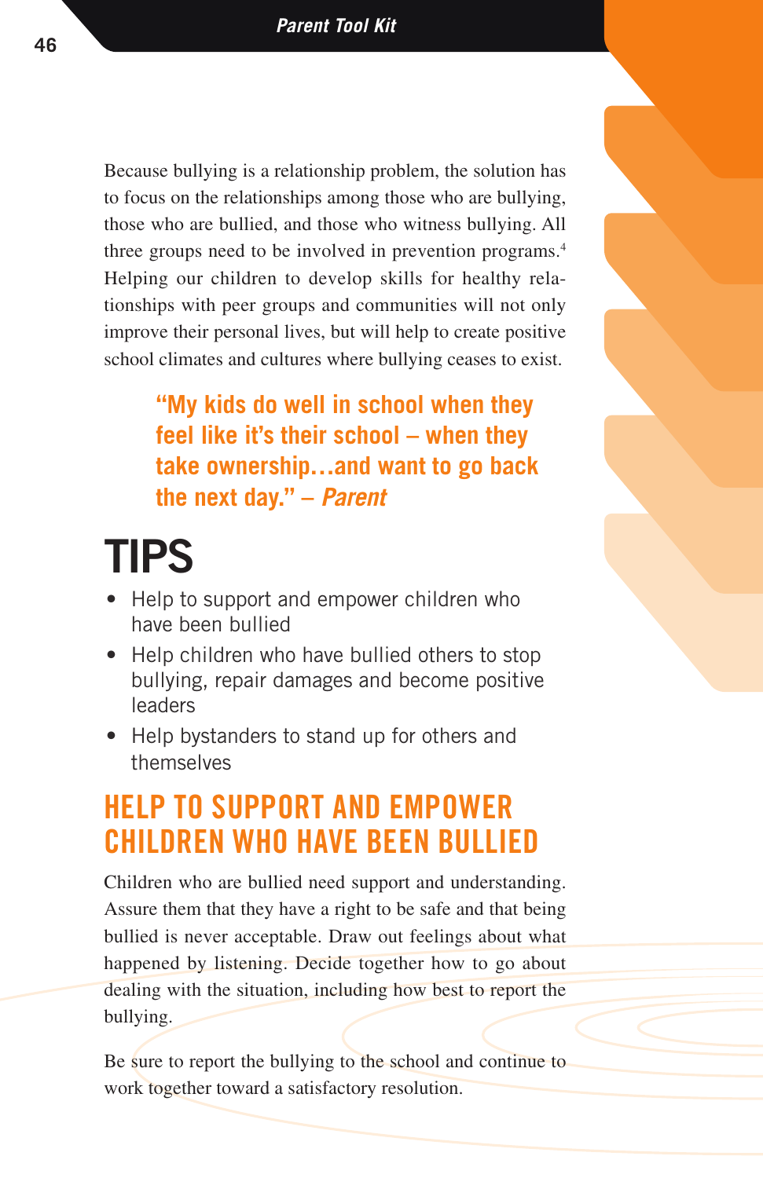Because bullying is a relationship problem, the solution has to focus on the relationships among those who are bullying, those who are bullied, and those who witness bullying. All three groups need to be involved in prevention programs.[4] Helping our children to develop skills for healthy relationships with peer groups and communities will not only improve their personal lives, but will help to create positive school climates and cultures where bullying ceases to exist.

> **"My kids do well in school when they feel like it's their school – when they take ownership…and want to go back the next day." – *Parent***

# TIPS

- Help to support and empower children who have been bullied
- Help children who have bullied others to stop bullying, repair damages and become positive leaders
- Help bystanders to stand up for others and themselves

## HELP TO SUPPORT AND EMPOWER CHILDREN WHO HAVE BEEN BULLIED

Children who are bullied need support and understanding. Assure them that they have a right to be safe and that being bullied is never acceptable. Draw out feelings about what happened by listening. Decide together how to go about dealing with the situation, including how best to report the bullying.

Be sure to report the bullying to the school and continue to work together toward a satisfactory resolution.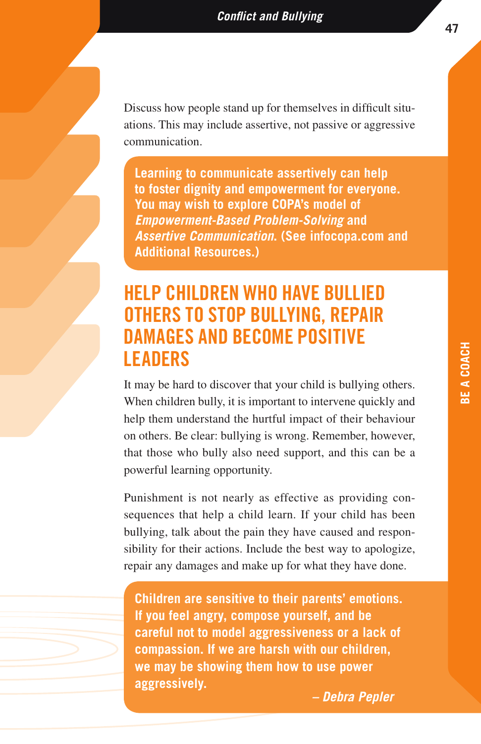Discuss how people stand up for themselves in difficult situations. This may include assertive, not passive or aggressive communication.

**Learning to communicate assertively can help to foster dignity and empowerment for everyone. You may wish to explore COPA's model of *Empowerment-Based Problem-Solving* and *Assertive Communication*. (See infocopa.com and Additional Resources.)**

## HELP CHILDREN WHO HAVE BULLIED OTHERS TO STOP BULLYING, REPAIR DAMAGES AND BECOME POSITIVE LEADERS

It may be hard to discover that your child is bullying others. When children bully, it is important to intervene quickly and help them understand the hurtful impact of their behaviour on others. Be clear: bullying is wrong. Remember, however, that those who bully also need support, and this can be a powerful learning opportunity.

Punishment is not nearly as effective as providing consequences that help a child learn. If your child has been bullying, talk about the pain they have caused and responsibility for their actions. Include the best way to apologize, repair any damages and make up for what they have done.

**Children are sensitive to their parents' emotions. If you feel angry, compose yourself, and be careful not to model aggressiveness or a lack of compassion. If we are harsh with our children, we may be showing them how to use power aggressively.**

***– Debra Pepler***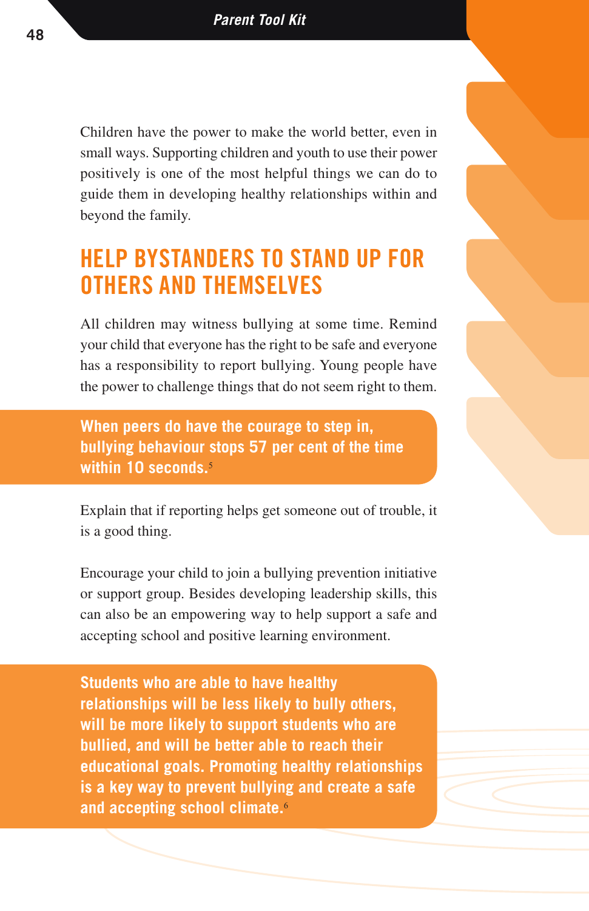Children have the power to make the world better, even in small ways. Supporting children and youth to use their power positively is one of the most helpful things we can do to guide them in developing healthy relationships within and beyond the family.

## HELP BYSTANDERS TO STAND UP FOR OTHERS AND THEMSELVES

All children may witness bullying at some time. Remind your child that everyone has the right to be safe and everyone has a responsibility to report bullying. Young people have the power to challenge things that do not seem right to them.

**When peers do have the courage to step in, bullying behaviour stops 57 per cent of the time within 10 seconds.**[5]

Explain that if reporting helps get someone out of trouble, it is a good thing.

Encourage your child to join a bullying prevention initiative or support group. Besides developing leadership skills, this can also be an empowering way to help support a safe and accepting school and positive learning environment.

**Students who are able to have healthy relationships will be less likely to bully others, will be more likely to support students who are bullied, and will be better able to reach their educational goals. Promoting healthy relationships is a key way to prevent bullying and create a safe and accepting school climate.**[6]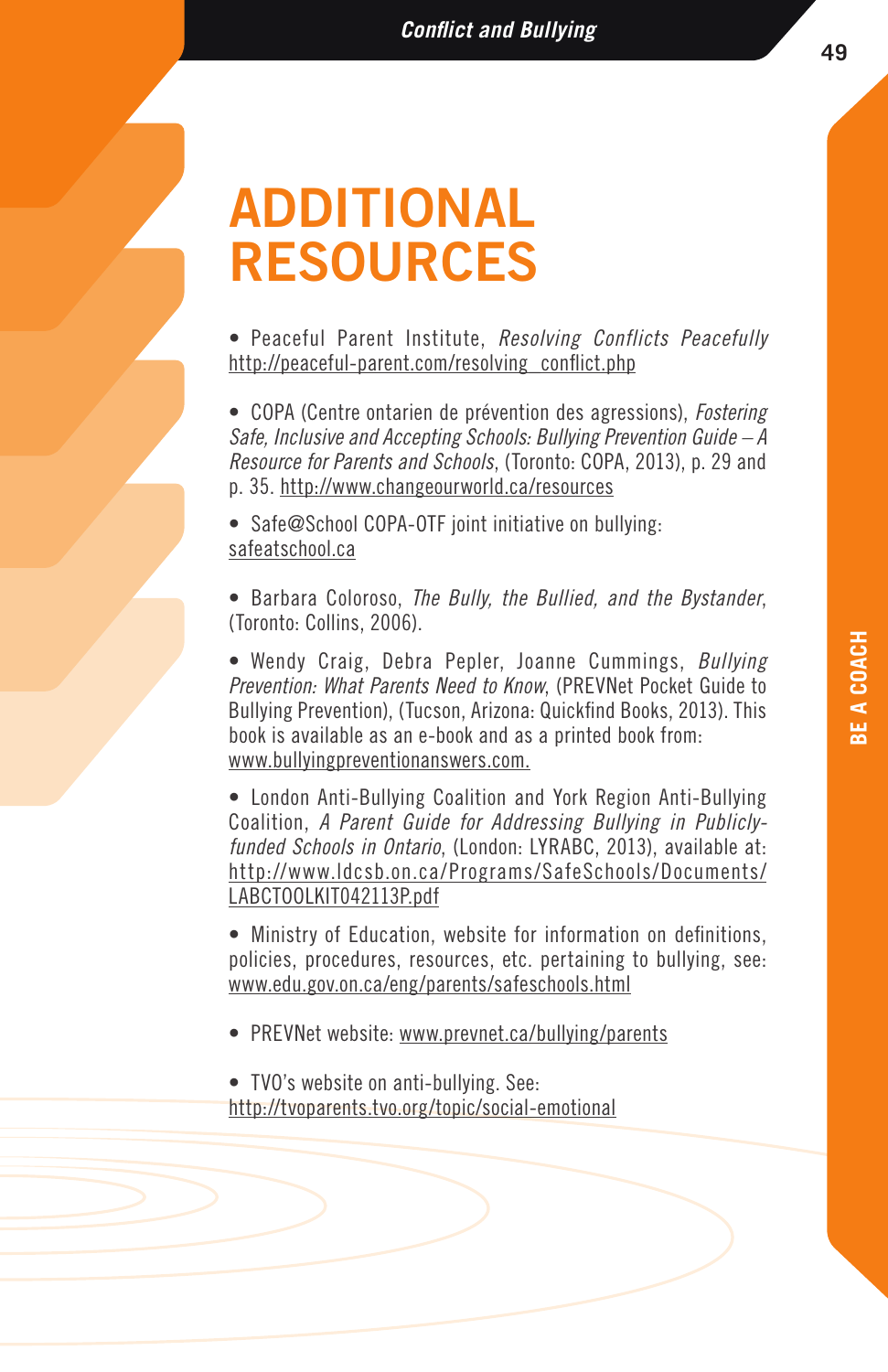# ADDITIONAL RESOURCES

- Peaceful Parent Institute, *Resolving Conflicts Peacefully* http://peaceful-parent.com/resolving_conflict.php

- COPA (Centre ontarien de prévention des agressions), *Fostering Safe, Inclusive and Accepting Schools: Bullying Prevention Guide – A Resource for Parents and Schools*, (Toronto: COPA, 2013), p. 29 and p. 35. http://www.changeourworld.ca/resources

- Safe@School COPA-OTF joint initiative on bullying: safeatschool.ca

- Barbara Coloroso, *The Bully, the Bullied, and the Bystander*, (Toronto: Collins, 2006).

- Wendy Craig, Debra Pepler, Joanne Cummings, *Bullying Prevention: What Parents Need to Know*, (PREVNet Pocket Guide to Bullying Prevention), (Tucson, Arizona: Quickfind Books, 2013). This book is available as an e-book and as a printed book from: www.bullyingpreventionanswers.com.

- London Anti-Bullying Coalition and York Region Anti-Bullying Coalition, *A Parent Guide for Addressing Bullying in Publicly-funded Schools in Ontario*, (London: LYRABC, 2013), available at: http://www.ldcsb.on.ca/Programs/SafeSchools/Documents/LABCTOOLKIT042113P.pdf

- Ministry of Education, website for information on definitions, policies, procedures, resources, etc. pertaining to bullying, see: www.edu.gov.on.ca/eng/parents/safeschools.html

- PREVNet website: www.prevnet.ca/bullying/parents

- TVO's website on anti-bullying. See: http://tvoparents.tvo.org/topic/social-emotional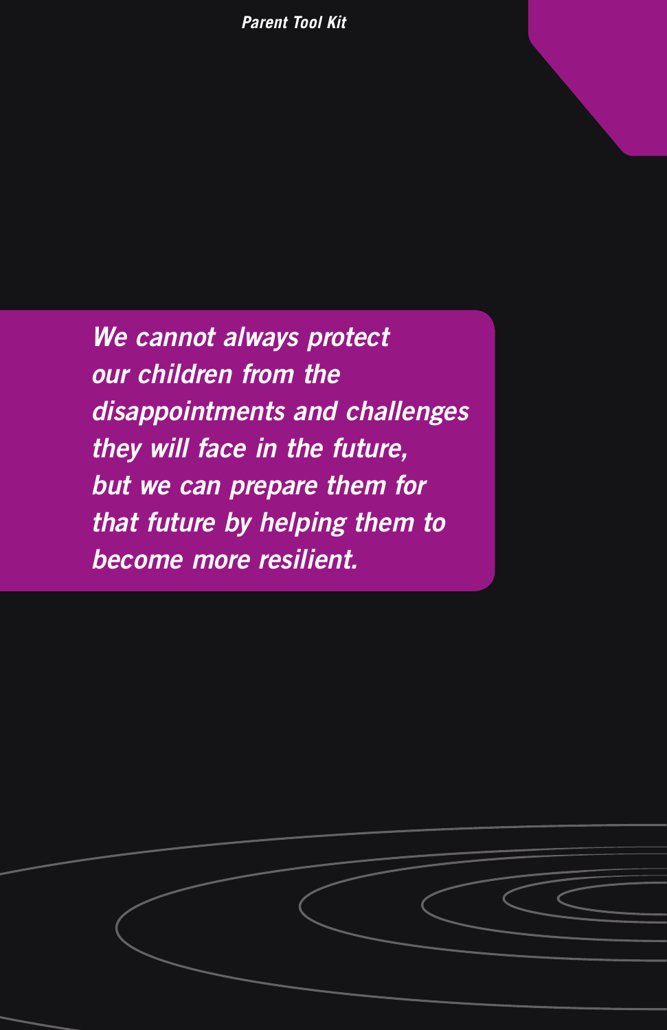*We cannot always protect our children from the disappointments and challenges they will face in the future, but we can prepare them for that future by helping them to become more resilient.*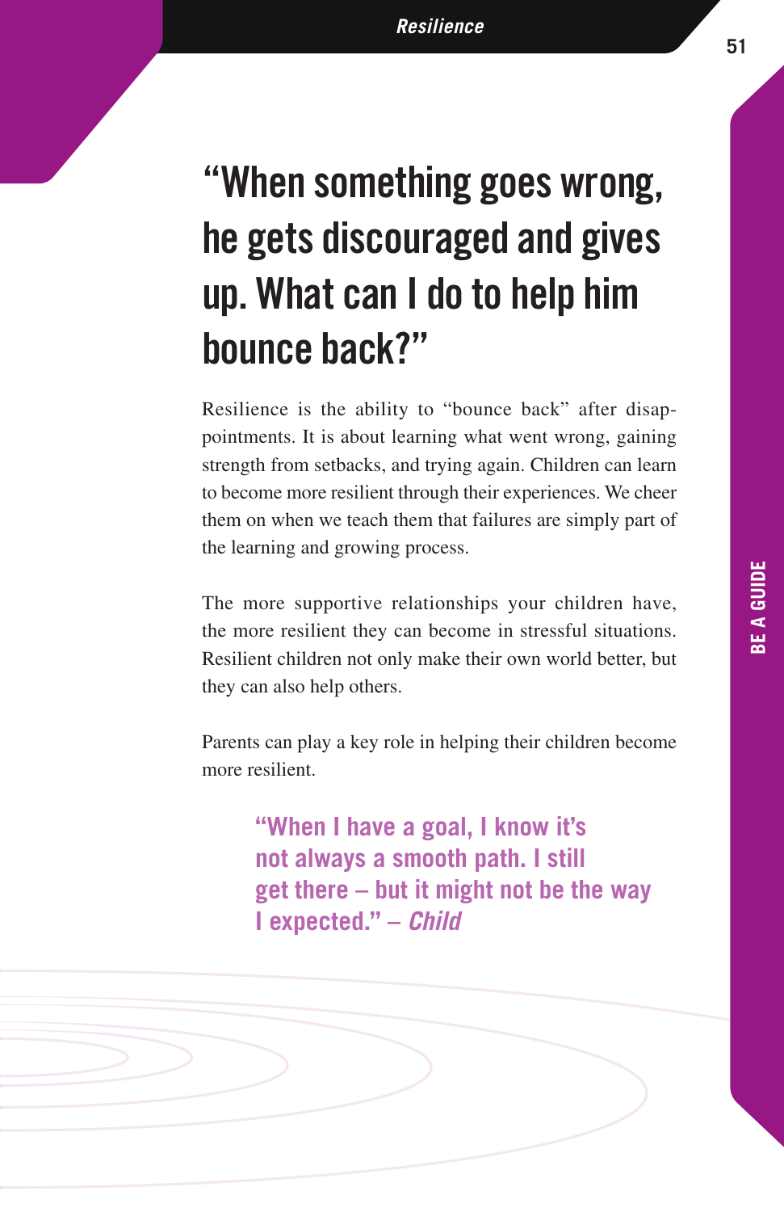# "When something goes wrong, he gets discouraged and gives up. What can I do to help him bounce back?"

Resilience is the ability to "bounce back" after disappointments. It is about learning what went wrong, gaining strength from setbacks, and trying again. Children can learn to become more resilient through their experiences. We cheer them on when we teach them that failures are simply part of the learning and growing process.

The more supportive relationships your children have, the more resilient they can become in stressful situations. Resilient children not only make their own world better, but they can also help others.

Parents can play a key role in helping their children become more resilient.

> **"When I have a goal, I know it's not always a smooth path. I still get there – but it might not be the way I expected." – *Child***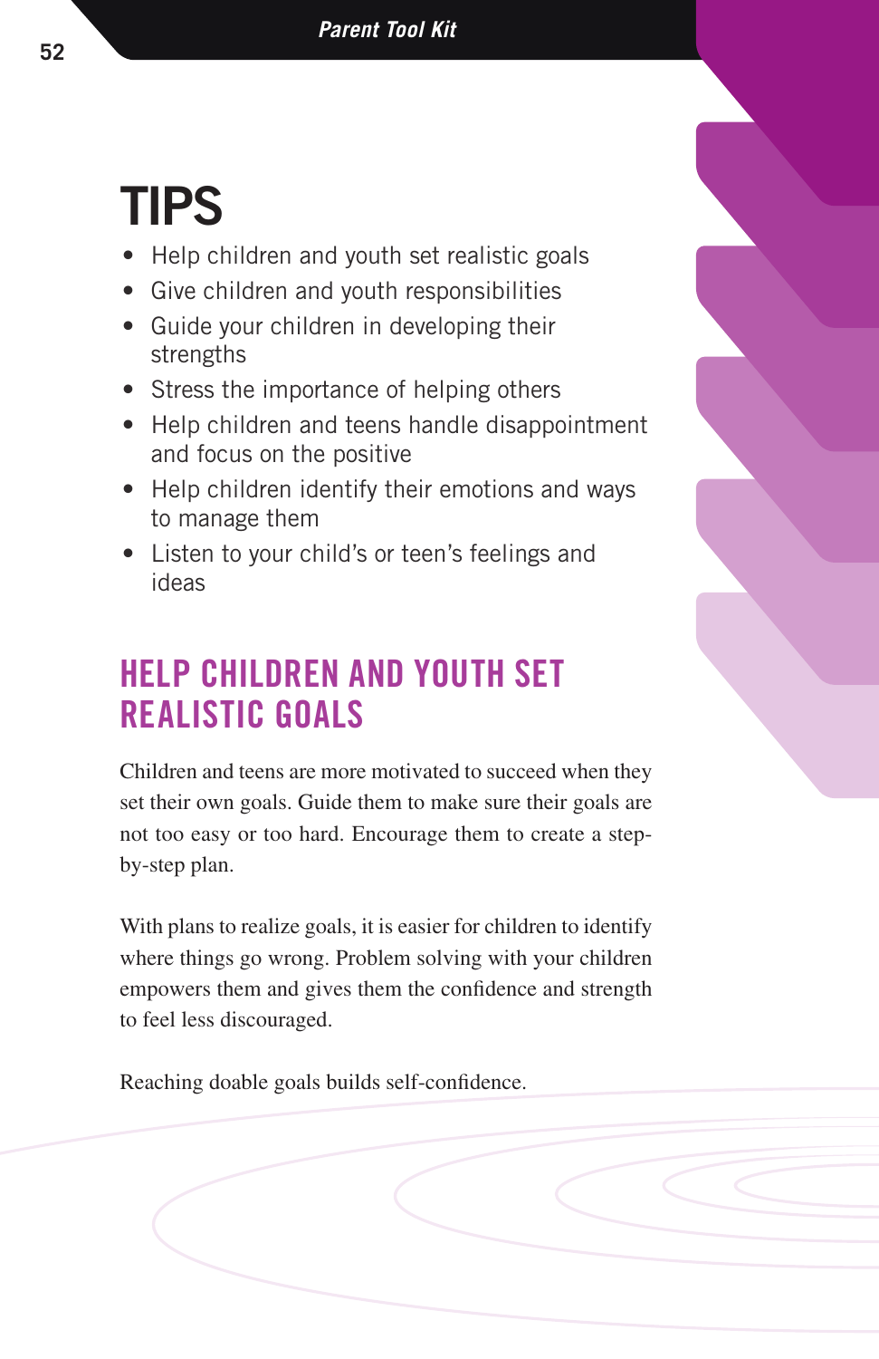# TIPS

- Help children and youth set realistic goals
- Give children and youth responsibilities
- Guide your children in developing their strengths
- Stress the importance of helping others
- Help children and teens handle disappointment and focus on the positive
- Help children identify their emotions and ways to manage them
- Listen to your child's or teen's feelings and ideas

## HELP CHILDREN AND YOUTH SET REALISTIC GOALS

Children and teens are more motivated to succeed when they set their own goals. Guide them to make sure their goals are not too easy or too hard. Encourage them to create a step-by-step plan.

With plans to realize goals, it is easier for children to identify where things go wrong. Problem solving with your children empowers them and gives them the confidence and strength to feel less discouraged.

Reaching doable goals builds self-confidence.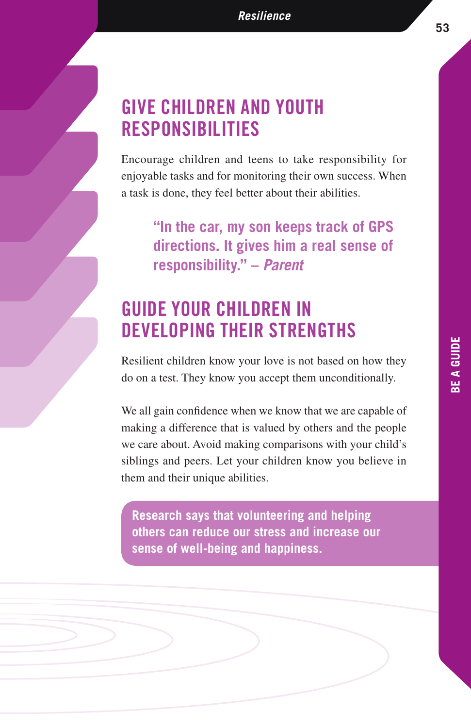## GIVE CHILDREN AND YOUTH RESPONSIBILITIES

Encourage children and teens to take responsibility for enjoyable tasks and for monitoring their own success. When a task is done, they feel better about their abilities.

> **"In the car, my son keeps track of GPS directions. It gives him a real sense of responsibility." – *Parent***

## GUIDE YOUR CHILDREN IN DEVELOPING THEIR STRENGTHS

Resilient children know your love is not based on how they do on a test. They know you accept them unconditionally.

We all gain confidence when we know that we are capable of making a difference that is valued by others and the people we care about. Avoid making comparisons with your child's siblings and peers. Let your children know you believe in them and their unique abilities.

**Research says that volunteering and helping others can reduce our stress and increase our sense of well-being and happiness.**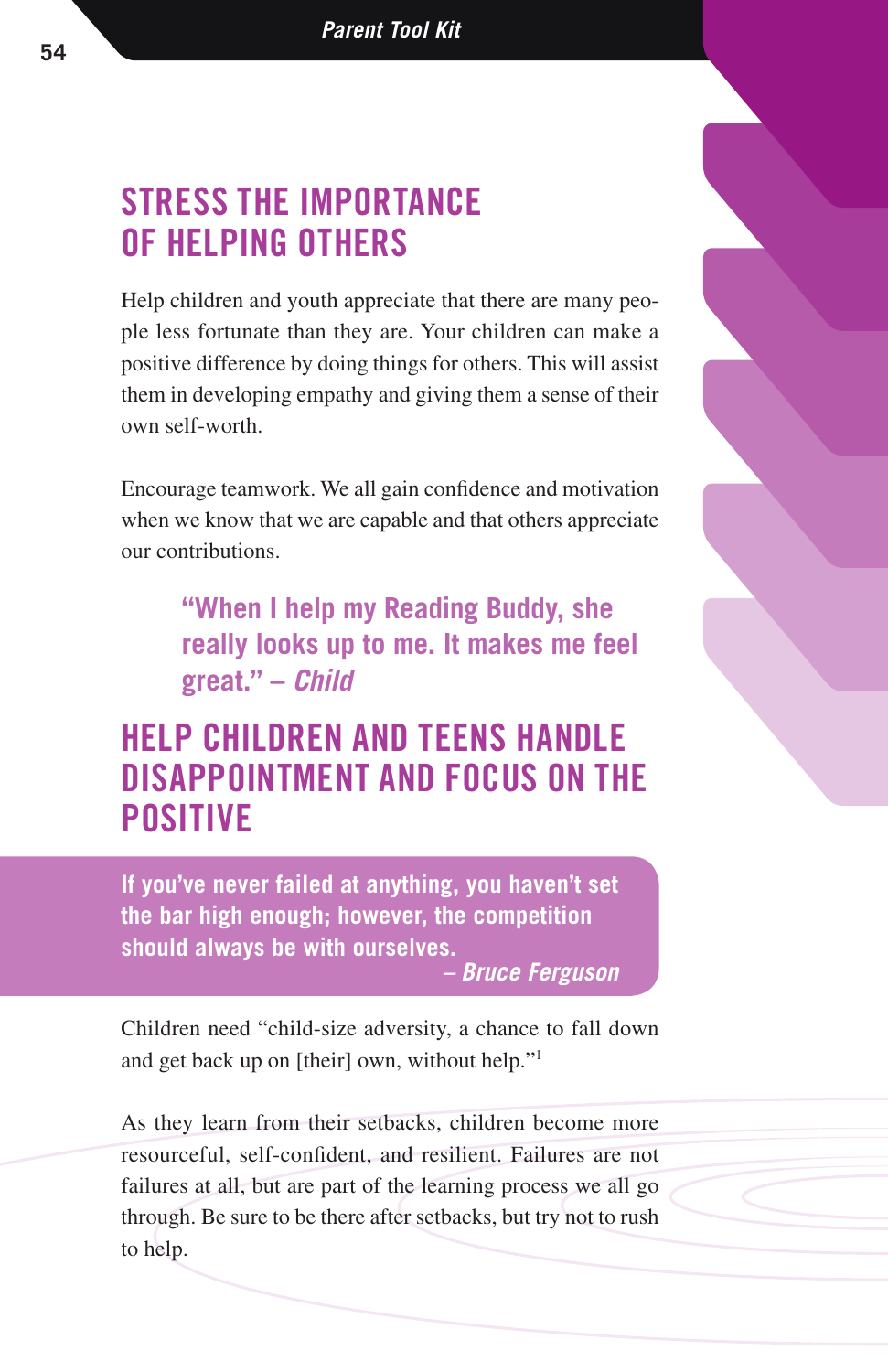## STRESS THE IMPORTANCE OF HELPING OTHERS

Help children and youth appreciate that there are many people less fortunate than they are. Your children can make a positive difference by doing things for others. This will assist them in developing empathy and giving them a sense of their own self-worth.

Encourage teamwork. We all gain confidence and motivation when we know that we are capable and that others appreciate our contributions.

> **"When I help my Reading Buddy, she really looks up to me. It makes me feel great." – *Child***

## HELP CHILDREN AND TEENS HANDLE DISAPPOINTMENT AND FOCUS ON THE POSITIVE

> **If you've never failed at anything, you haven't set the bar high enough; however, the competition should always be with ourselves.**
> ***– Bruce Ferguson***

Children need "child-size adversity, a chance to fall down and get back up on [their] own, without help."[1]

As they learn from their setbacks, children become more resourceful, self-confident, and resilient. Failures are not failures at all, but are part of the learning process we all go through. Be sure to be there after setbacks, but try not to rush to help.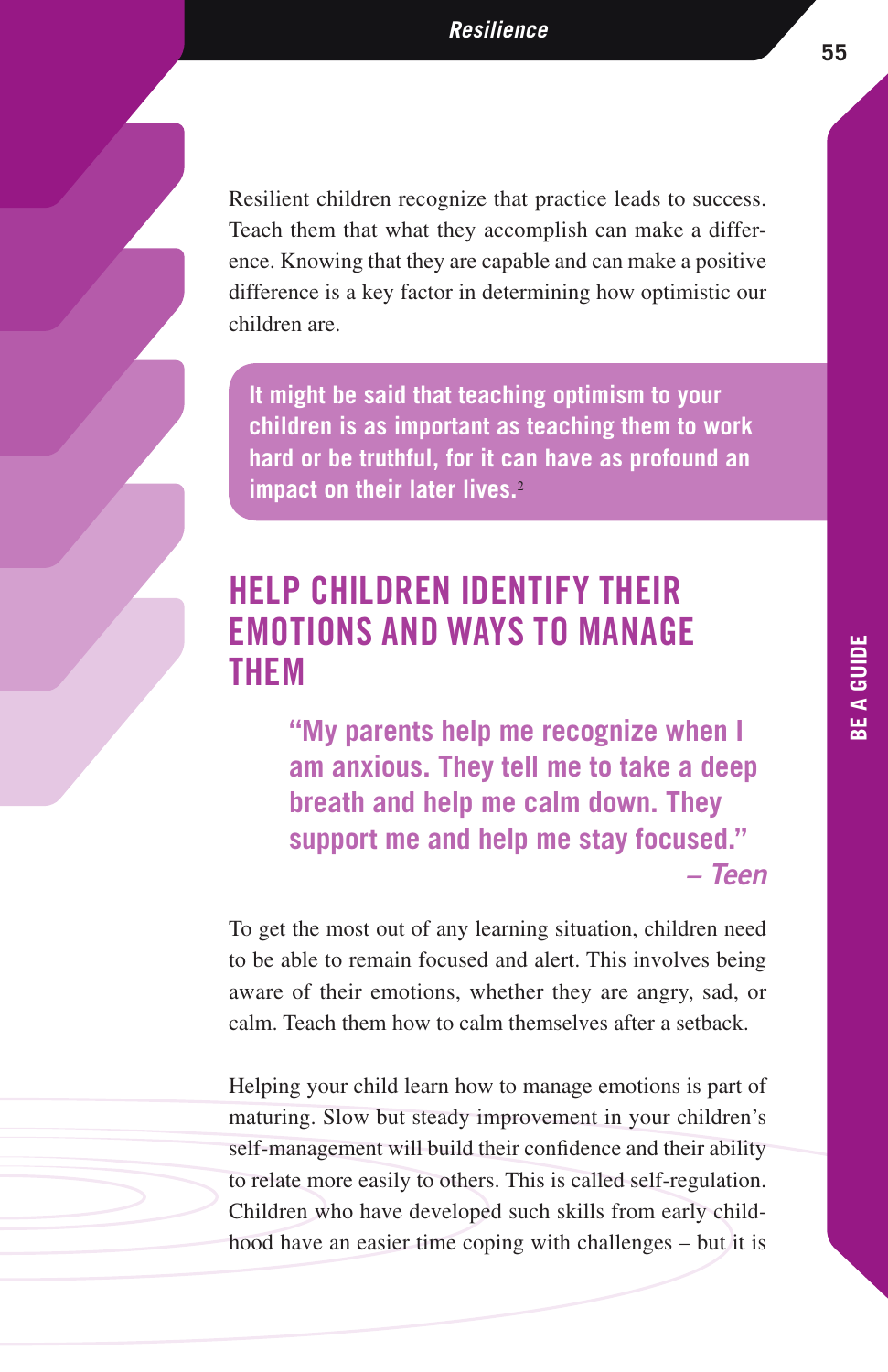Resilient children recognize that practice leads to success. Teach them that what they accomplish can make a difference. Knowing that they are capable and can make a positive difference is a key factor in determining how optimistic our children are.

> **It might be said that teaching optimism to your children is as important as teaching them to work hard or be truthful, for it can have as profound an impact on their later lives.**[2]

## HELP CHILDREN IDENTIFY THEIR EMOTIONS AND WAYS TO MANAGE THEM

> **"My parents help me recognize when I am anxious. They tell me to take a deep breath and help me calm down. They support me and help me stay focused."**
>
> ***– Teen***

To get the most out of any learning situation, children need to be able to remain focused and alert. This involves being aware of their emotions, whether they are angry, sad, or calm. Teach them how to calm themselves after a setback.

Helping your child learn how to manage emotions is part of maturing. Slow but steady improvement in your children's self-management will build their confidence and their ability to relate more easily to others. This is called self-regulation. Children who have developed such skills from early childhood have an easier time coping with challenges – but it is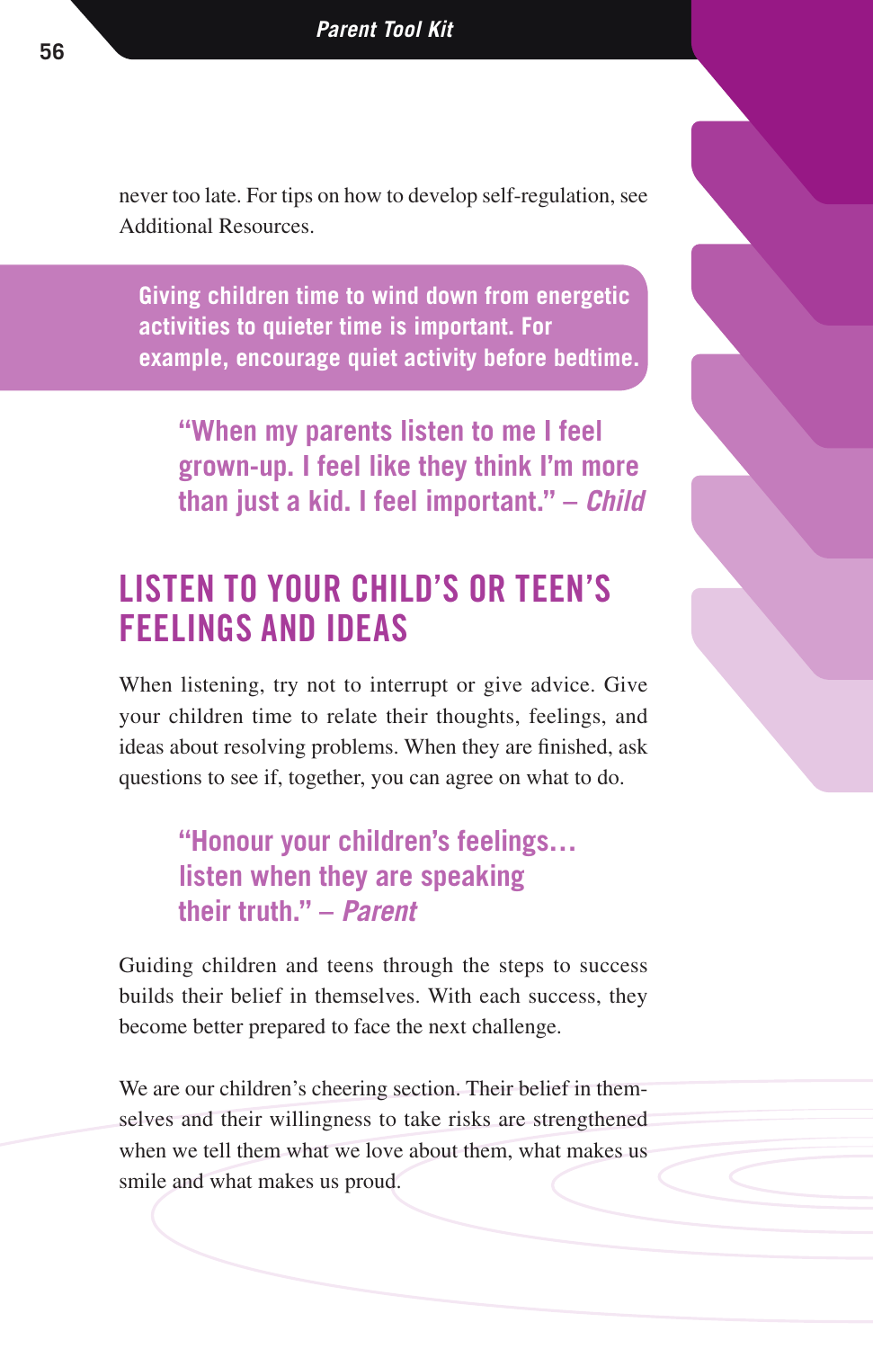never too late. For tips on how to develop self-regulation, see Additional Resources.

**Giving children time to wind down from energetic activities to quieter time is important. For example, encourage quiet activity before bedtime.**

> **"When my parents listen to me I feel grown-up. I feel like they think I'm more than just a kid. I feel important." – *Child***

## LISTEN TO YOUR CHILD'S OR TEEN'S FEELINGS AND IDEAS

When listening, try not to interrupt or give advice. Give your children time to relate their thoughts, feelings, and ideas about resolving problems. When they are finished, ask questions to see if, together, you can agree on what to do.

> **"Honour your children's feelings… listen when they are speaking their truth." – *Parent***

Guiding children and teens through the steps to success builds their belief in themselves. With each success, they become better prepared to face the next challenge.

We are our children's cheering section. Their belief in themselves and their willingness to take risks are strengthened when we tell them what we love about them, what makes us smile and what makes us proud.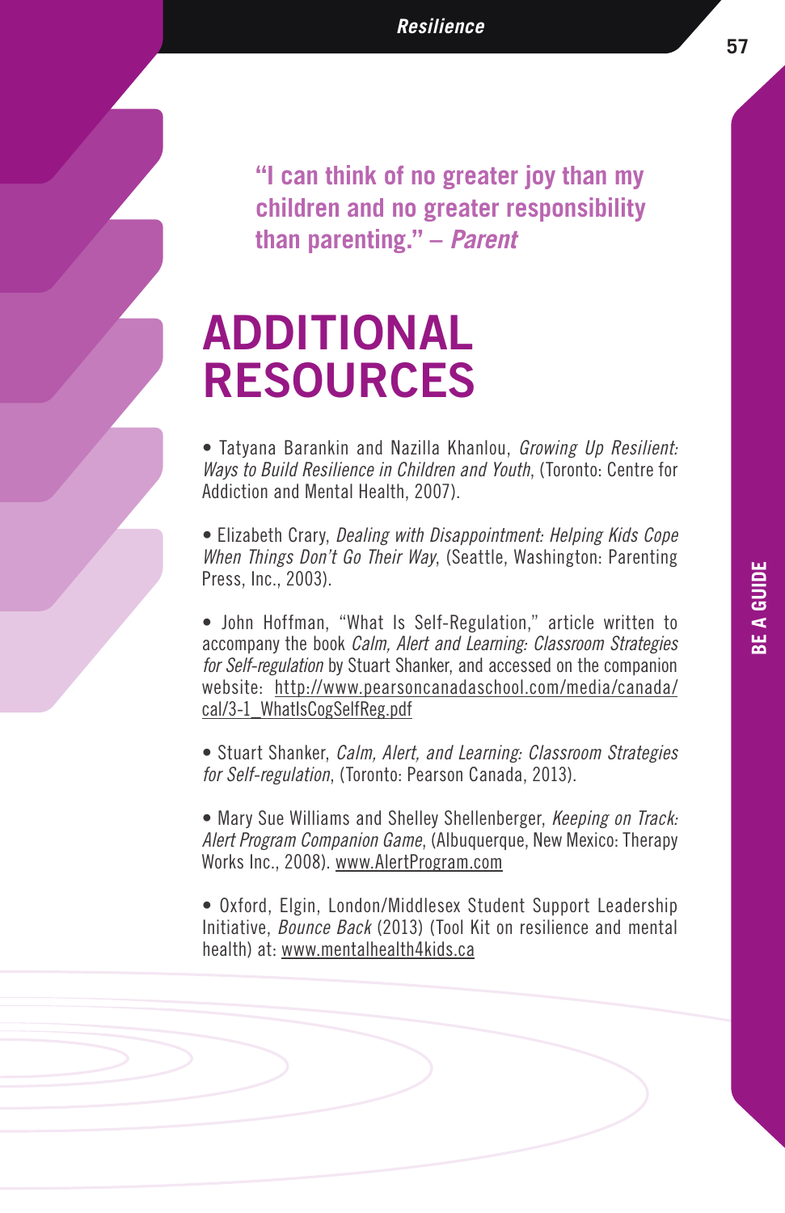**"I can think of no greater joy than my children and no greater responsibility than parenting." – *Parent***

# ADDITIONAL RESOURCES

- Tatyana Barankin and Nazilla Khanlou, *Growing Up Resilient: Ways to Build Resilience in Children and Youth*, (Toronto: Centre for Addiction and Mental Health, 2007).

- Elizabeth Crary, *Dealing with Disappointment: Helping Kids Cope When Things Don't Go Their Way*, (Seattle, Washington: Parenting Press, Inc., 2003).

- John Hoffman, "What Is Self-Regulation," article written to accompany the book *Calm, Alert and Learning: Classroom Strategies for Self-regulation* by Stuart Shanker, and accessed on the companion website: http://www.pearsoncanadaschool.com/media/canada/cal/3-1_WhatIsCogSelfReg.pdf

- Stuart Shanker, *Calm, Alert, and Learning: Classroom Strategies for Self-regulation*, (Toronto: Pearson Canada, 2013).

- Mary Sue Williams and Shelley Shellenberger, *Keeping on Track: Alert Program Companion Game*, (Albuquerque, New Mexico: Therapy Works Inc., 2008). www.AlertProgram.com

- Oxford, Elgin, London/Middlesex Student Support Leadership Initiative, *Bounce Back* (2013) (Tool Kit on resilience and mental health) at: www.mentalhealth4kids.ca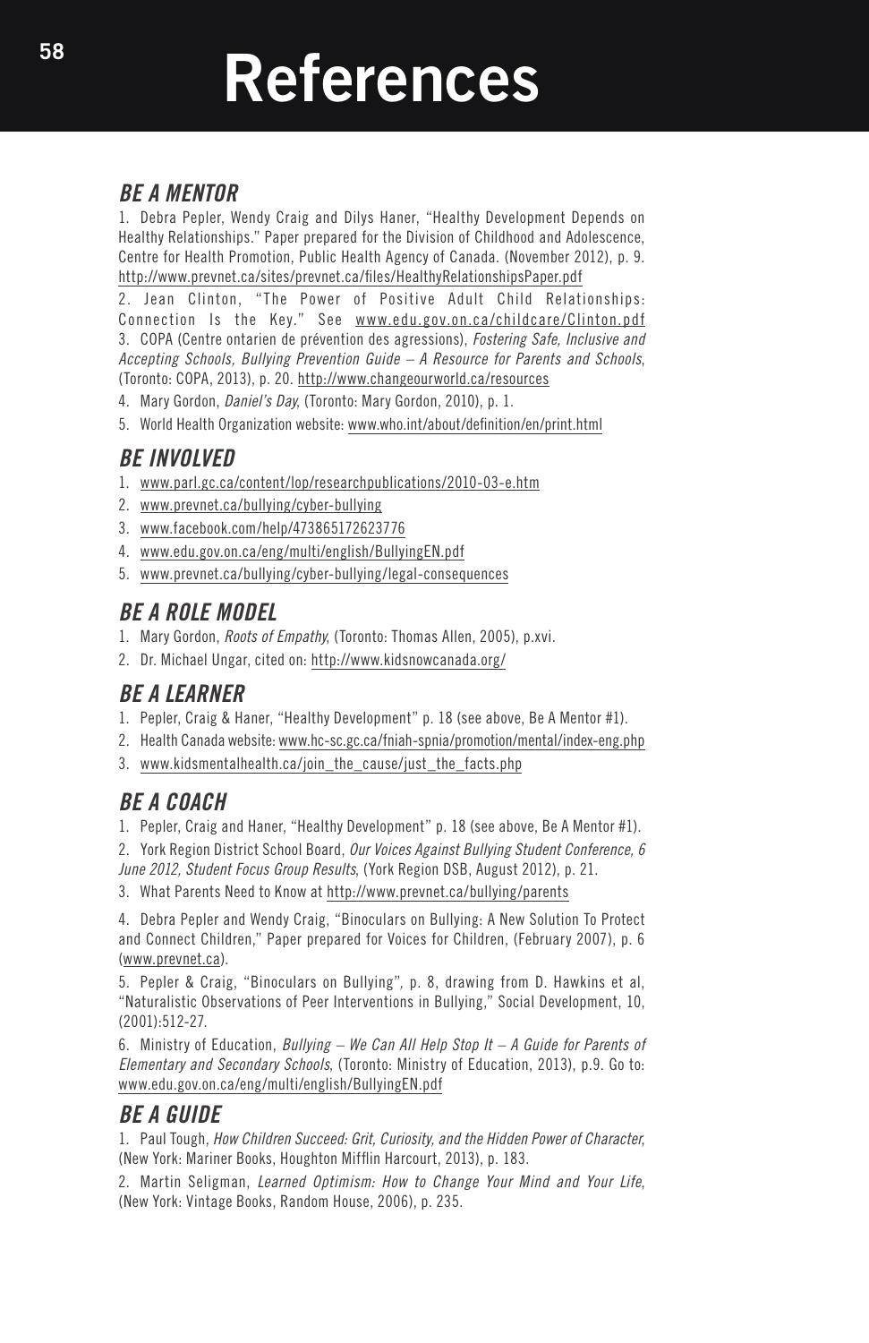# References

## *BE A MENTOR*

1. Debra Pepler, Wendy Craig and Dilys Haner, "Healthy Development Depends on Healthy Relationships." Paper prepared for the Division of Childhood and Adolescence, Centre for Health Promotion, Public Health Agency of Canada. (November 2012), p. 9. http://www.prevnet.ca/sites/prevnet.ca/files/HealthyRelationshipsPaper.pdf
2. Jean Clinton, "The Power of Positive Adult Child Relationships: Connection Is the Key." See www.edu.gov.on.ca/childcare/Clinton.pdf
3. COPA (Centre ontarien de prévention des agressions), *Fostering Safe, Inclusive and Accepting Schools, Bullying Prevention Guide – A Resource for Parents and Schools*, (Toronto: COPA, 2013), p. 20. http://www.changeourworld.ca/resources
4. Mary Gordon, *Daniel's Day*, (Toronto: Mary Gordon, 2010), p. 1.
5. World Health Organization website: www.who.int/about/definition/en/print.html

## *BE INVOLVED*

1. www.parl.gc.ca/content/lop/researchpublications/2010-03-e.htm
2. www.prevnet.ca/bullying/cyber-bullying
3. www.facebook.com/help/473865172623776
4. www.edu.gov.on.ca/eng/multi/english/BullyingEN.pdf
5. www.prevnet.ca/bullying/cyber-bullying/legal-consequences

## *BE A ROLE MODEL*

1. Mary Gordon, *Roots of Empathy*, (Toronto: Thomas Allen, 2005), p.xvi.
2. Dr. Michael Ungar, cited on: http://www.kidsnowcanada.org/

## *BE A LEARNER*

1. Pepler, Craig & Haner, "Healthy Development" p. 18 (see above, Be A Mentor #1).
2. Health Canada website: www.hc-sc.gc.ca/fniah-spnia/promotion/mental/index-eng.php
3. www.kidsmentalhealth.ca/join_the_cause/just_the_facts.php

## *BE A COACH*

1. Pepler, Craig and Haner, "Healthy Development" p. 18 (see above, Be A Mentor #1).
2. York Region District School Board, *Our Voices Against Bullying Student Conference, 6 June 2012, Student Focus Group Results*, (York Region DSB, August 2012), p. 21.
3. What Parents Need to Know at http://www.prevnet.ca/bullying/parents
4. Debra Pepler and Wendy Craig, "Binoculars on Bullying: A New Solution To Protect and Connect Children," Paper prepared for Voices for Children, (February 2007), p. 6 (www.prevnet.ca).
5. Pepler & Craig, "Binoculars on Bullying", p. 8, drawing from D. Hawkins et al, "Naturalistic Observations of Peer Interventions in Bullying," Social Development, 10, (2001):512-27.
6. Ministry of Education, *Bullying – We Can All Help Stop It – A Guide for Parents of Elementary and Secondary Schools*, (Toronto: Ministry of Education, 2013), p.9. Go to: www.edu.gov.on.ca/eng/multi/english/BullyingEN.pdf

## *BE A GUIDE*

1. Paul Tough, *How Children Succeed: Grit, Curiosity, and the Hidden Power of Character*, (New York: Mariner Books, Houghton Mifflin Harcourt, 2013), p. 183.
2. Martin Seligman, *Learned Optimism: How to Change Your Mind and Your Life*, (New York: Vintage Books, Random House, 2006), p. 235.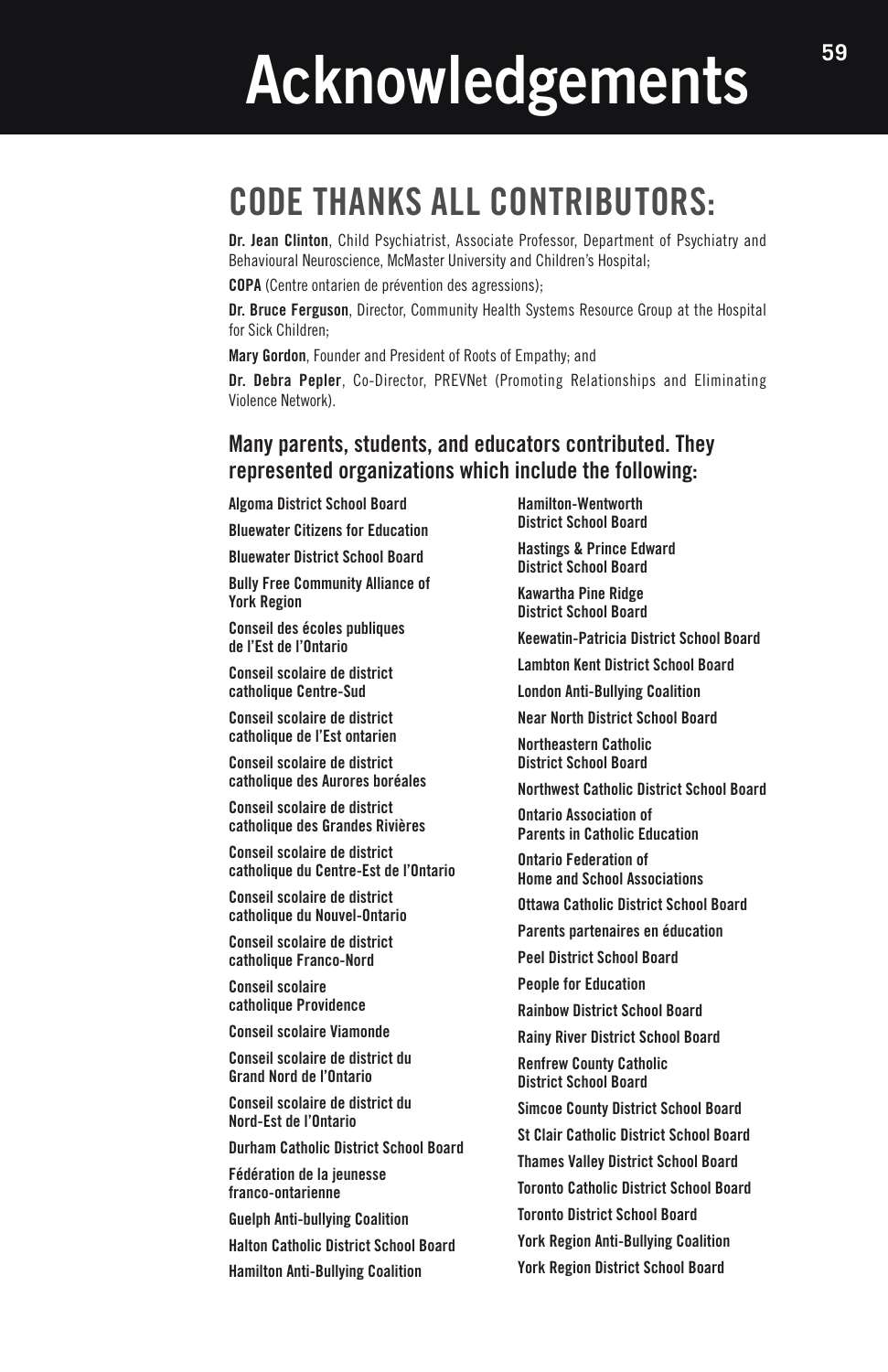# Acknowledgements

## CODE THANKS ALL CONTRIBUTORS:

**Dr. Jean Clinton**, Child Psychiatrist, Associate Professor, Department of Psychiatry and Behavioural Neuroscience, McMaster University and Children's Hospital;

**COPA** (Centre ontarien de prévention des agressions);

**Dr. Bruce Ferguson**, Director, Community Health Systems Resource Group at the Hospital for Sick Children;

**Mary Gordon**, Founder and President of Roots of Empathy; and

**Dr. Debra Pepler**, Co-Director, PREVNet (Promoting Relationships and Eliminating Violence Network).

### Many parents, students, and educators contributed. They represented organizations which include the following:

**Algoma District School Board**

**Bluewater Citizens for Education**

**Bluewater District School Board**

**Bully Free Community Alliance of York Region**

**Conseil des écoles publiques de l'Est de l'Ontario**

**Conseil scolaire de district catholique Centre-Sud**

**Conseil scolaire de district catholique de l'Est ontarien**

**Conseil scolaire de district catholique des Aurores boréales**

**Conseil scolaire de district catholique des Grandes Rivières**

**Conseil scolaire de district catholique du Centre-Est de l'Ontario**

**Conseil scolaire de district catholique du Nouvel-Ontario**

**Conseil scolaire de district catholique Franco-Nord**

**Conseil scolaire catholique Providence**

**Conseil scolaire Viamonde**

**Conseil scolaire de district du Grand Nord de l'Ontario**

**Conseil scolaire de district du Nord-Est de l'Ontario**

**Durham Catholic District School Board**

**Fédération de la jeunesse franco-ontarienne**

**Guelph Anti-bullying Coalition**

**Halton Catholic District School Board**

**Hamilton Anti-Bullying Coalition**

**Hamilton-Wentworth District School Board**

**Hastings & Prince Edward District School Board**

**Kawartha Pine Ridge District School Board**

**Keewatin-Patricia District School Board**

**Lambton Kent District School Board**

**London Anti-Bullying Coalition**

**Near North District School Board**

**Northeastern Catholic District School Board**

**Northwest Catholic District School Board**

**Ontario Association of Parents in Catholic Education**

**Ontario Federation of Home and School Associations**

**Ottawa Catholic District School Board**

**Parents partenaires en éducation**

**Peel District School Board**

**People for Education**

**Rainbow District School Board**

**Rainy River District School Board**

**Renfrew County Catholic District School Board**

**Simcoe County District School Board**

**St Clair Catholic District School Board**

**Thames Valley District School Board**

**Toronto Catholic District School Board**

**Toronto District School Board**

**York Region Anti-Bullying Coalition**

**York Region District School Board**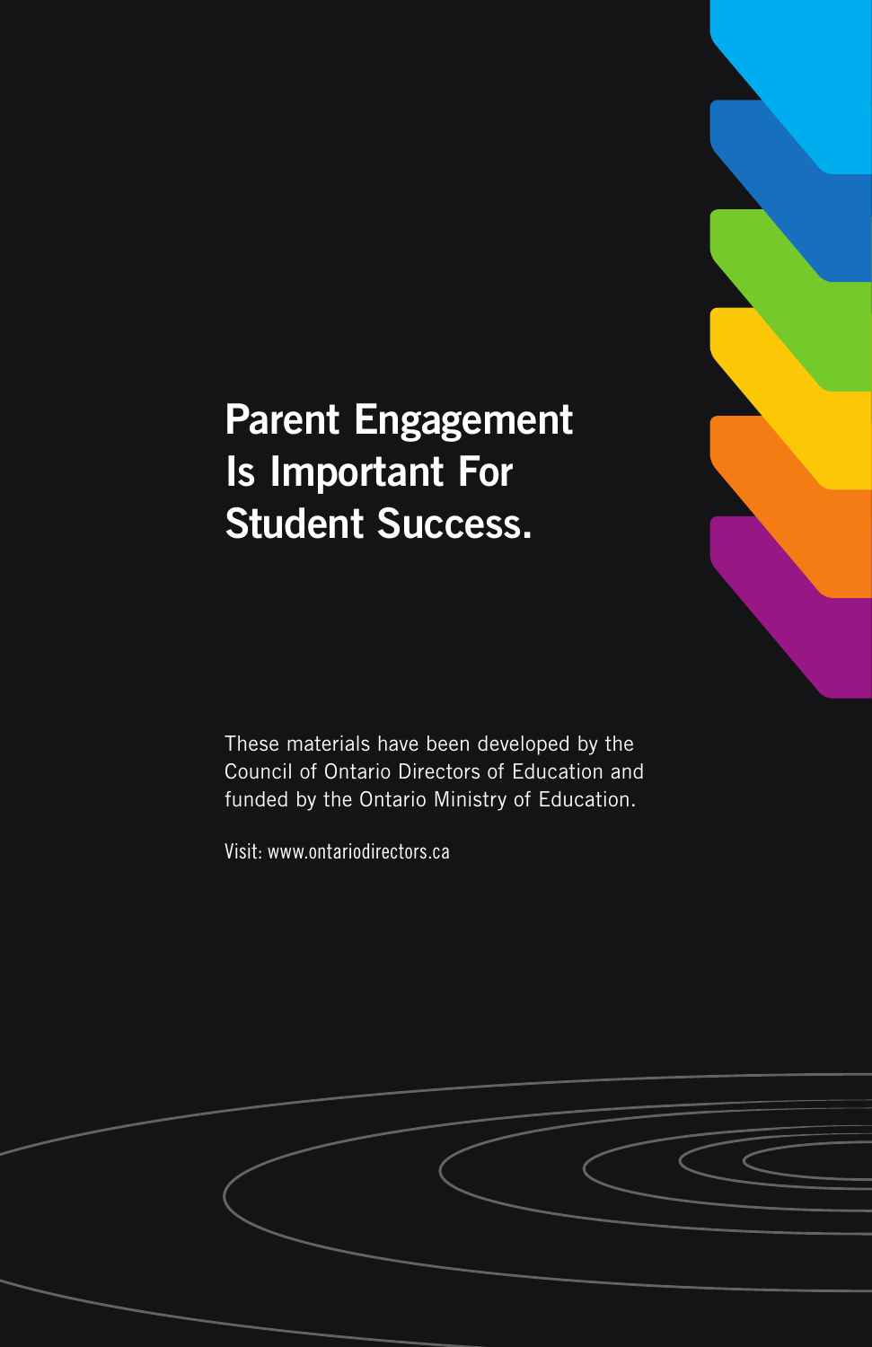# Parent Engagement Is Important For Student Success.

These materials have been developed by the Council of Ontario Directors of Education and funded by the Ontario Ministry of Education.

Visit: www.ontariodirectors.ca